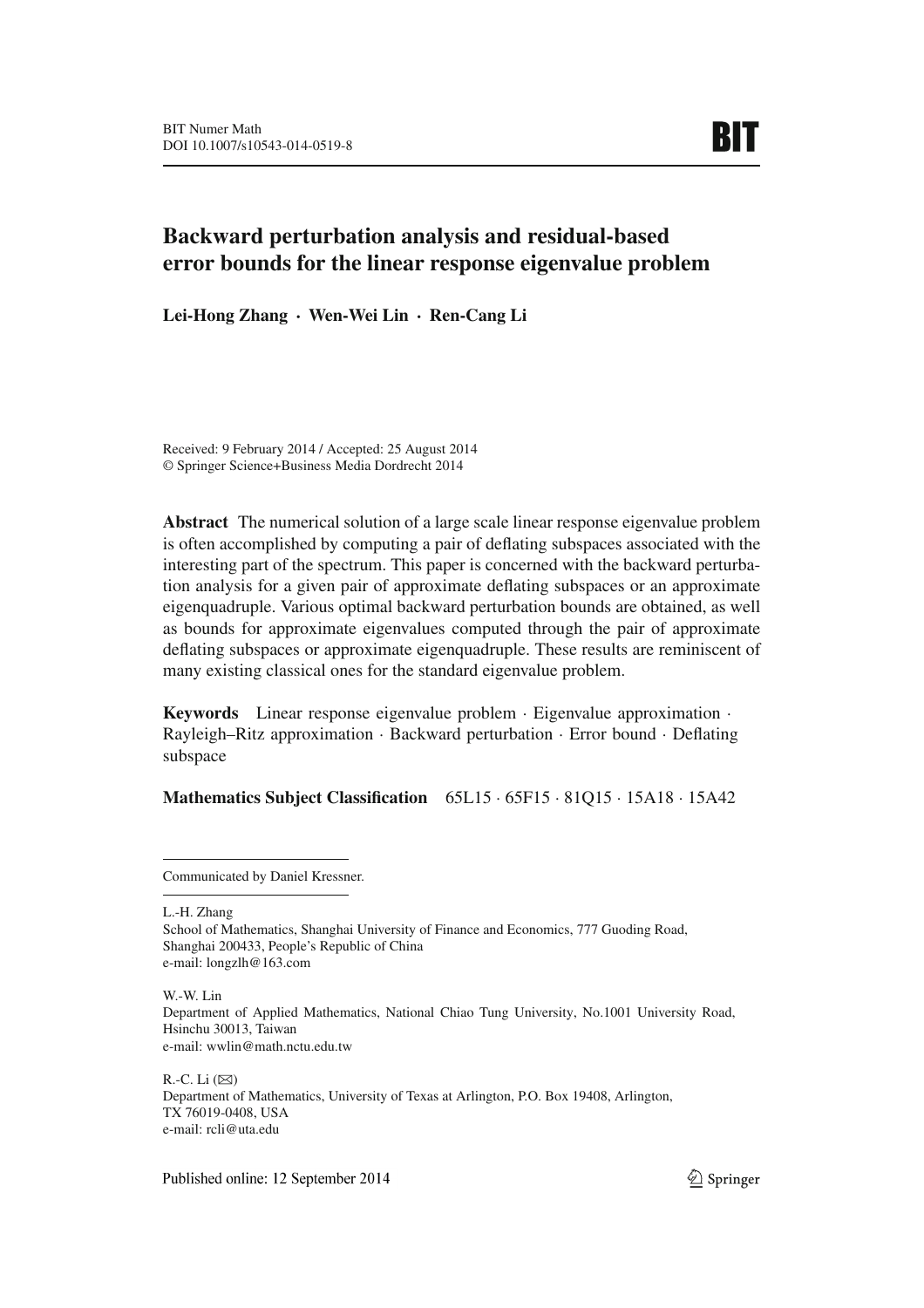# Backward perturbation analysis and residual-based error bounds for the linear response eigenvalue problem

**Lei-Hong Zhang · Wen-Wei Lin · Ren-Cang Li**

Received: 9 February 2014 / Accepted: 25 August 2014
© Springer Science+Business Media Dordrecht 2014

**Abstract** The numerical solution of a large scale linear response eigenvalue problem is often accomplished by computing a pair of deflating subspaces associated with the interesting part of the spectrum. This paper is concerned with the backward perturbation analysis for a given pair of approximate deflating subspaces or an approximate eigenquadruple. Various optimal backward perturbation bounds are obtained, as well as bounds for approximate eigenvalues computed through the pair of approximate deflating subspaces or approximate eigenquadruple. These results are reminiscent of many existing classical ones for the standard eigenvalue problem.

**Keywords** Linear response eigenvalue problem · Eigenvalue approximation · Rayleigh–Ritz approximation · Backward perturbation · Error bound · Deflating subspace

**Mathematics Subject Classification** 65L15 · 65F15 · 81Q15 · 15A18 · 15A42

---

Communicated by Daniel Kressner.

---

L.-H. Zhang
School of Mathematics, Shanghai University of Finance and Economics, 777 Guoding Road, Shanghai 200433, People's Republic of China
e-mail: longzlh@163.com

W.-W. Lin
Department of Applied Mathematics, National Chiao Tung University, No.1001 University Road, Hsinchu 30013, Taiwan
e-mail: wwlin@math.nctu.edu.tw

R.-C. Li (✉)
Department of Mathematics, University of Texas at Arlington, P.O. Box 19408, Arlington, TX 76019-0408, USA
e-mail: rcli@uta.edu

Published online: 12 September 2014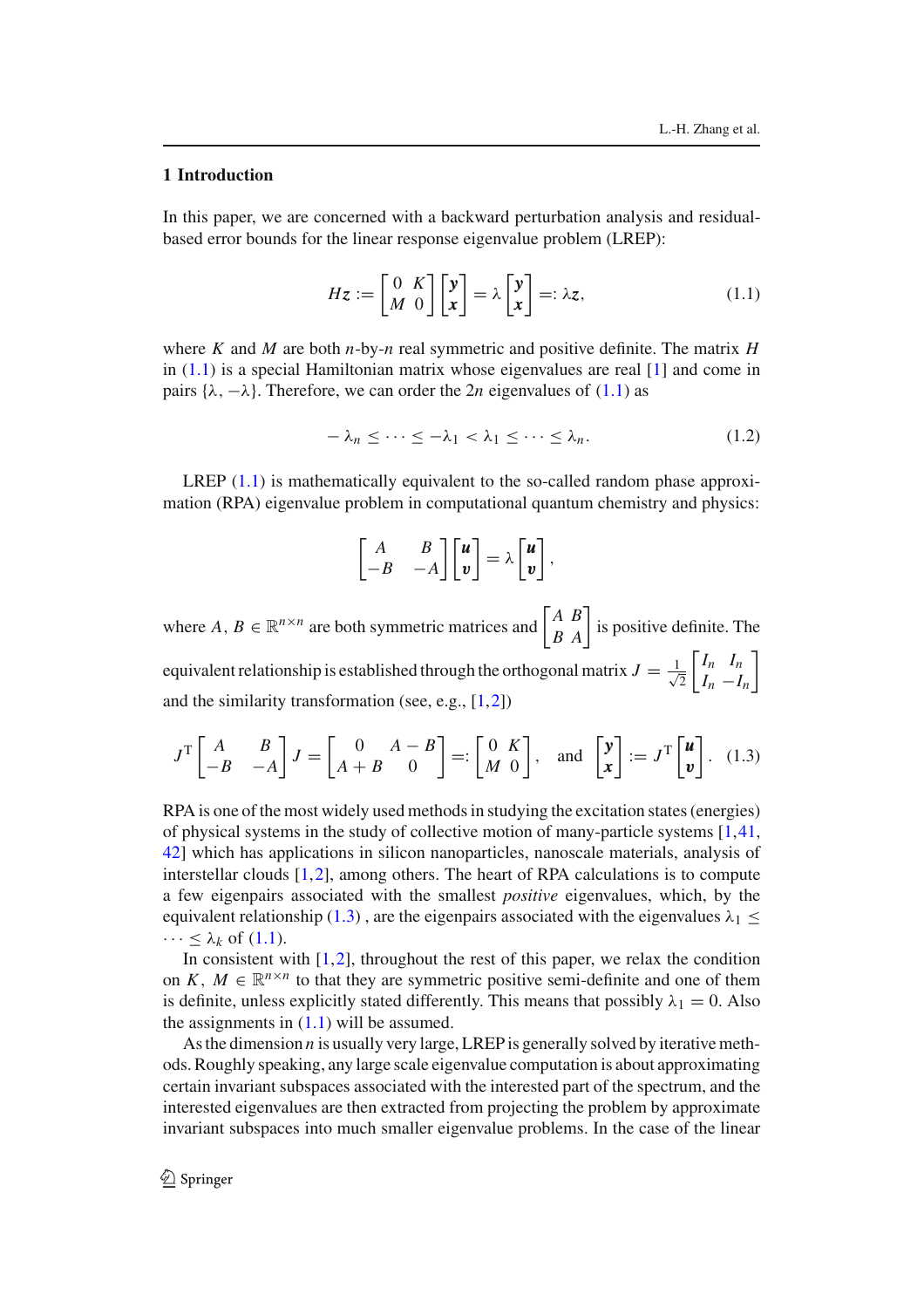## 1 Introduction

In this paper, we are concerned with a backward perturbation analysis and residual-based error bounds for the linear response eigenvalue problem (LREP):

$$Hz := \begin{bmatrix} 0 & K \\ M & 0 \end{bmatrix} \begin{bmatrix} \boldsymbol{y} \\ \boldsymbol{x} \end{bmatrix} = \lambda \begin{bmatrix} \boldsymbol{y} \\ \boldsymbol{x} \end{bmatrix} =: \lambda z, \tag{1.1}$$

where $K$ and $M$ are both $n$-by-$n$ real symmetric and positive definite. The matrix $H$ in (1.1) is a special Hamiltonian matrix whose eigenvalues are real [1] and come in pairs $\{\lambda, -\lambda\}$. Therefore, we can order the $2n$ eigenvalues of (1.1) as

$$-\lambda_n \le \cdots \le -\lambda_1 < \lambda_1 \le \cdots \le \lambda_n. \tag{1.2}$$

LREP (1.1) is mathematically equivalent to the so-called random phase approximation (RPA) eigenvalue problem in computational quantum chemistry and physics:

$$\begin{bmatrix} A & B \\ -B & -A \end{bmatrix} \begin{bmatrix} \boldsymbol{u} \\ \boldsymbol{v} \end{bmatrix} = \lambda \begin{bmatrix} \boldsymbol{u} \\ \boldsymbol{v} \end{bmatrix},$$

where $A, B \in \mathbb{R}^{n\times n}$ are both symmetric matrices and $\begin{bmatrix} A & B \\ B & A \end{bmatrix}$ is positive definite. The equivalent relationship is established through the orthogonal matrix $J = \frac{1}{\sqrt{2}}\begin{bmatrix} I_n & I_n \\ I_n & -I_n \end{bmatrix}$ and the similarity transformation (see, e.g., [1,2])

$$J^{\mathrm{T}} \begin{bmatrix} A & B \\ -B & -A \end{bmatrix} J = \begin{bmatrix} 0 & A-B \\ A+B & 0 \end{bmatrix} =: \begin{bmatrix} 0 & K \\ M & 0 \end{bmatrix}, \quad \text{and} \quad \begin{bmatrix} \boldsymbol{y} \\ \boldsymbol{x} \end{bmatrix} := J^{\mathrm{T}} \begin{bmatrix} \boldsymbol{u} \\ \boldsymbol{v} \end{bmatrix}. \tag{1.3}$$

RPA is one of the most widely used methods in studying the excitation states (energies) of physical systems in the study of collective motion of many-particle systems [1,41,42] which has applications in silicon nanoparticles, nanoscale materials, analysis of interstellar clouds [1,2], among others. The heart of RPA calculations is to compute a few eigenpairs associated with the smallest *positive* eigenvalues, which, by the equivalent relationship (1.3) , are the eigenpairs associated with the eigenvalues $\lambda_1 \le \cdots \le \lambda_k$ of (1.1).

In consistent with [1,2], throughout the rest of this paper, we relax the condition on $K, M \in \mathbb{R}^{n\times n}$ to that they are symmetric positive semi-definite and one of them is definite, unless explicitly stated differently. This means that possibly $\lambda_1 = 0$. Also the assignments in (1.1) will be assumed.

As the dimension $n$ is usually very large, LREP is generally solved by iterative methods. Roughly speaking, any large scale eigenvalue computation is about approximating certain invariant subspaces associated with the interested part of the spectrum, and the interested eigenvalues are then extracted from projecting the problem by approximate invariant subspaces into much smaller eigenvalue problems. In the case of the linear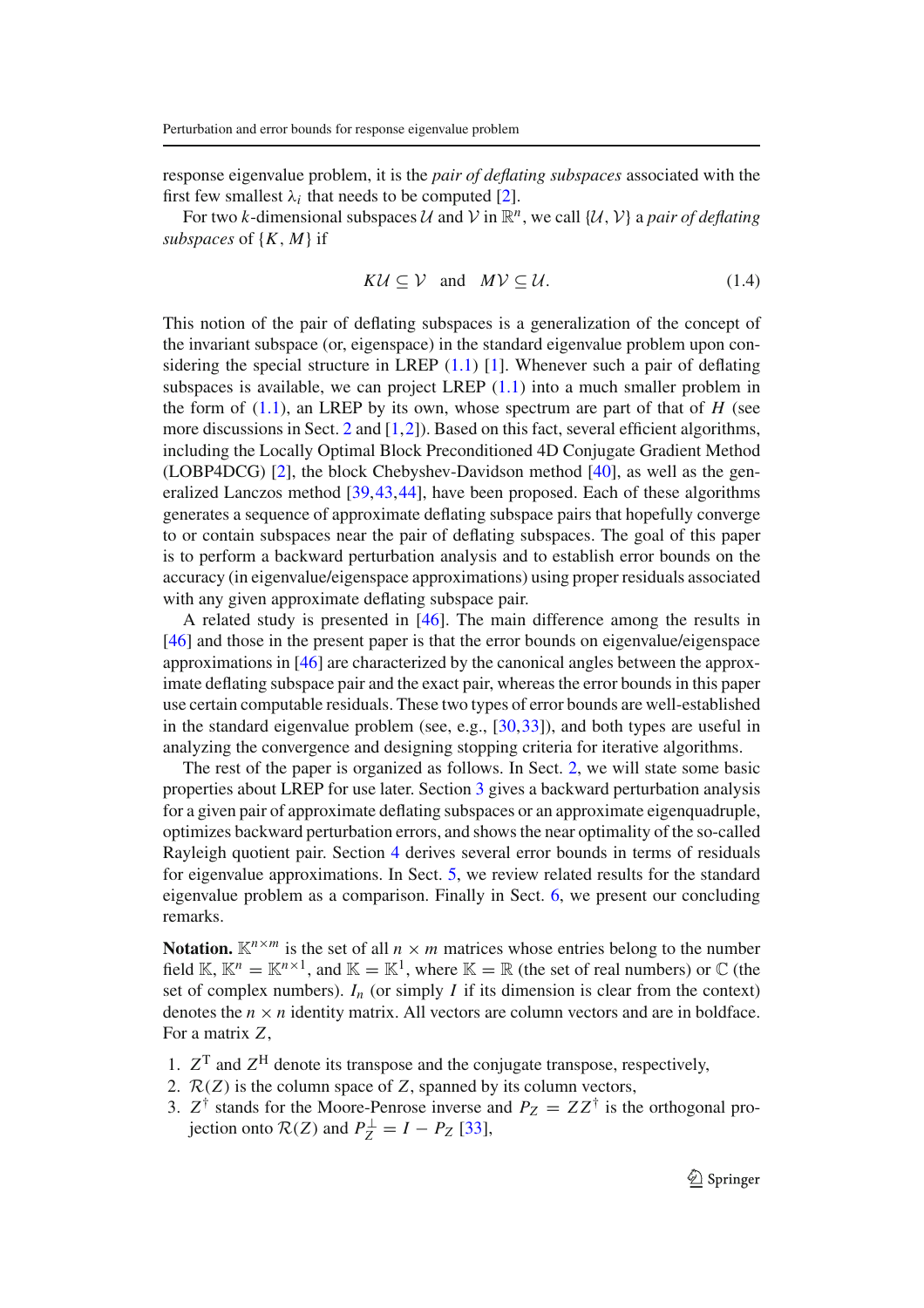response eigenvalue problem, it is the *pair of deflating subspaces* associated with the first few smallest $\lambda_i$ that needs to be computed [2].

For two $k$-dimensional subspaces $\mathcal{U}$ and $\mathcal{V}$ in $\mathbb{R}^n$, we call $\{\mathcal{U}, \mathcal{V}\}$ a *pair of deflating subspaces* of $\{K, M\}$ if

$$K\mathcal{U} \subseteq \mathcal{V} \quad \text{and} \quad M\mathcal{V} \subseteq \mathcal{U}. \tag{1.4}$$

This notion of the pair of deflating subspaces is a generalization of the concept of the invariant subspace (or, eigenspace) in the standard eigenvalue problem upon considering the special structure in LREP (1.1) [1]. Whenever such a pair of deflating subspaces is available, we can project LREP (1.1) into a much smaller problem in the form of (1.1), an LREP by its own, whose spectrum are part of that of $H$ (see more discussions in Sect. 2 and [1,2]). Based on this fact, several efficient algorithms, including the Locally Optimal Block Preconditioned 4D Conjugate Gradient Method (LOBP4DCG) [2], the block Chebyshev-Davidson method [40], as well as the generalized Lanczos method [39,43,44], have been proposed. Each of these algorithms generates a sequence of approximate deflating subspace pairs that hopefully converge to or contain subspaces near the pair of deflating subspaces. The goal of this paper is to perform a backward perturbation analysis and to establish error bounds on the accuracy (in eigenvalue/eigenspace approximations) using proper residuals associated with any given approximate deflating subspace pair.

A related study is presented in [46]. The main difference among the results in [46] and those in the present paper is that the error bounds on eigenvalue/eigenspace approximations in [46] are characterized by the canonical angles between the approximate deflating subspace pair and the exact pair, whereas the error bounds in this paper use certain computable residuals. These two types of error bounds are well-established in the standard eigenvalue problem (see, e.g., [30,33]), and both types are useful in analyzing the convergence and designing stopping criteria for iterative algorithms.

The rest of the paper is organized as follows. In Sect. 2, we will state some basic properties about LREP for use later. Section 3 gives a backward perturbation analysis for a given pair of approximate deflating subspaces or an approximate eigenquadruple, optimizes backward perturbation errors, and shows the near optimality of the so-called Rayleigh quotient pair. Section 4 derives several error bounds in terms of residuals for eigenvalue approximations. In Sect. 5, we review related results for the standard eigenvalue problem as a comparison. Finally in Sect. 6, we present our concluding remarks.

**Notation.** $\mathbb{K}^{n\times m}$ is the set of all $n \times m$ matrices whose entries belong to the number field $\mathbb{K}$, $\mathbb{K}^n = \mathbb{K}^{n\times 1}$, and $\mathbb{K} = \mathbb{K}^1$, where $\mathbb{K} = \mathbb{R}$ (the set of real numbers) or $\mathbb{C}$ (the set of complex numbers). $I_n$ (or simply $I$ if its dimension is clear from the context) denotes the $n \times n$ identity matrix. All vectors are column vectors and are in boldface. For a matrix $Z$,

1. $Z^{\mathrm{T}}$ and $Z^{\mathrm{H}}$ denote its transpose and the conjugate transpose, respectively,
2. $\mathcal{R}(Z)$ is the column space of $Z$, spanned by its column vectors,
3. $Z^{\dagger}$ stands for the Moore-Penrose inverse and $P_Z = ZZ^{\dagger}$ is the orthogonal projection onto $\mathcal{R}(Z)$ and $P_Z^{\perp} = I - P_Z$ [33],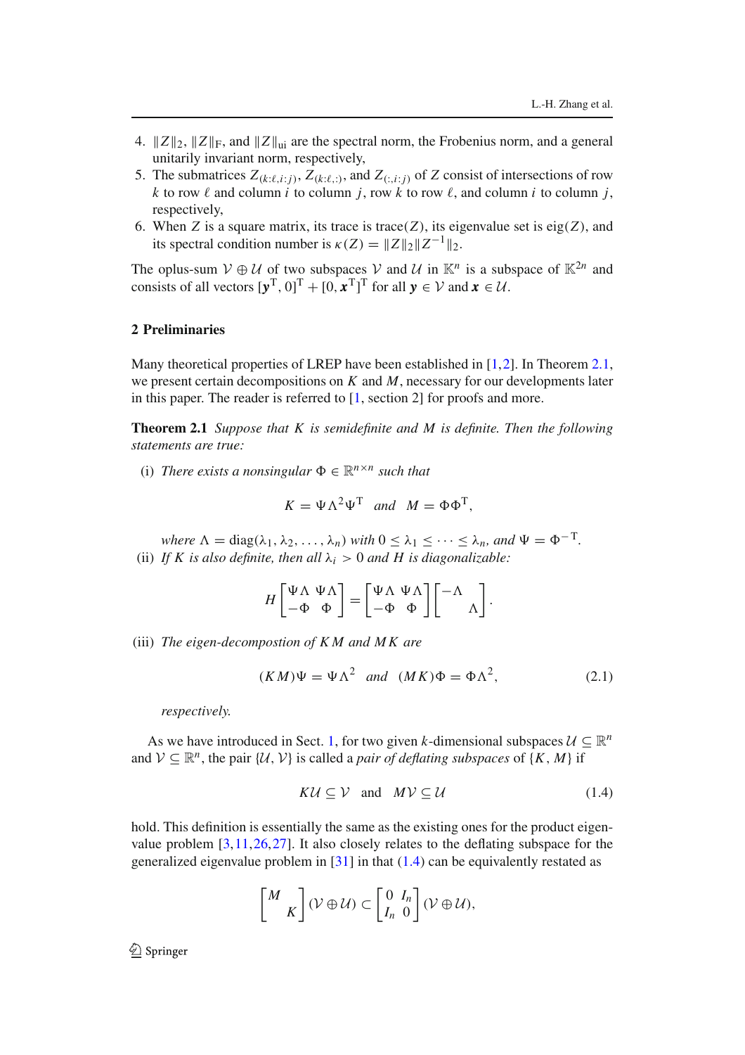4. $\|Z\|_2$, $\|Z\|_{\rm F}$, and $\|Z\|_{\rm ui}$ are the spectral norm, the Frobenius norm, and a general unitarily invariant norm, respectively,
5. The submatrices $Z_{(k:\ell,i:j)}$, $Z_{(k:\ell,:)}$, and $Z_{(:,i:j)}$ of $Z$ consist of intersections of row $k$ to row $\ell$ and column $i$ to column $j$, row $k$ to row $\ell$, and column $i$ to column $j$, respectively,
6. When $Z$ is a square matrix, its trace is $\mathrm{trace}(Z)$, its eigenvalue set is $\mathrm{eig}(Z)$, and its spectral condition number is $\kappa(Z) = \|Z\|_2\|Z^{-1}\|_2$.

The oplus-sum $\mathcal{V} \oplus \mathcal{U}$ of two subspaces $\mathcal{V}$ and $\mathcal{U}$ in $\mathbb{K}^n$ is a subspace of $\mathbb{K}^{2n}$ and consists of all vectors $[\boldsymbol{y}^{\mathrm{T}}, 0]^{\mathrm{T}} + [0, \boldsymbol{x}^{\mathrm{T}}]^{\mathrm{T}}$ for all $\boldsymbol{y} \in \mathcal{V}$ and $\boldsymbol{x} \in \mathcal{U}$.

## 2 Preliminaries

Many theoretical properties of LREP have been established in [1,2]. In Theorem 2.1, we present certain decompositions on $K$ and $M$, necessary for our developments later in this paper. The reader is referred to [1, section 2] for proofs and more.

**Theorem 2.1** *Suppose that $K$ is semidefinite and $M$ is definite. Then the following statements are true:*

(i) *There exists a nonsingular $\Phi \in \mathbb{R}^{n\times n}$ such that*

$$K = \Psi\Lambda^2\Psi^{\mathrm{T}} \quad and \quad M = \Phi\Phi^{\mathrm{T}},$$

*where $\Lambda = \mathrm{diag}(\lambda_1, \lambda_2, \ldots, \lambda_n)$ with $0 \le \lambda_1 \le \cdots \le \lambda_n$, and $\Psi = \Phi^{-\mathrm{T}}$.*

(ii) *If $K$ is also definite, then all $\lambda_i > 0$ and $H$ is diagonalizable:*

$$H\begin{bmatrix} \Psi\Lambda & \Psi\Lambda \\ -\Phi & \Phi \end{bmatrix} = \begin{bmatrix} \Psi\Lambda & \Psi\Lambda \\ -\Phi & \Phi \end{bmatrix}\begin{bmatrix} -\Lambda & \\ & \Lambda \end{bmatrix}.$$

(iii) *The eigen-decompostion of $KM$ and $MK$ are*

$$(KM)\Psi = \Psi\Lambda^2 \quad and \quad (MK)\Phi = \Phi\Lambda^2, \tag{2.1}$$

*respectively.*

As we have introduced in Sect. 1, for two given $k$-dimensional subspaces $\mathcal{U} \subseteq \mathbb{R}^n$ and $\mathcal{V} \subseteq \mathbb{R}^n$, the pair $\{\mathcal{U}, \mathcal{V}\}$ is called a *pair of deflating subspaces* of $\{K, M\}$ if

$$K\mathcal{U} \subseteq \mathcal{V} \quad \text{and} \quad M\mathcal{V} \subseteq \mathcal{U} \tag{1.4}$$

hold. This definition is essentially the same as the existing ones for the product eigenvalue problem [3,11,26,27]. It also closely relates to the deflating subspace for the generalized eigenvalue problem in [31] in that (1.4) can be equivalently restated as

$$\begin{bmatrix} M & \\ & K \end{bmatrix}(\mathcal{V} \oplus \mathcal{U}) \subset \begin{bmatrix} 0 & I_n \\ I_n & 0 \end{bmatrix}(\mathcal{V} \oplus \mathcal{U}),$$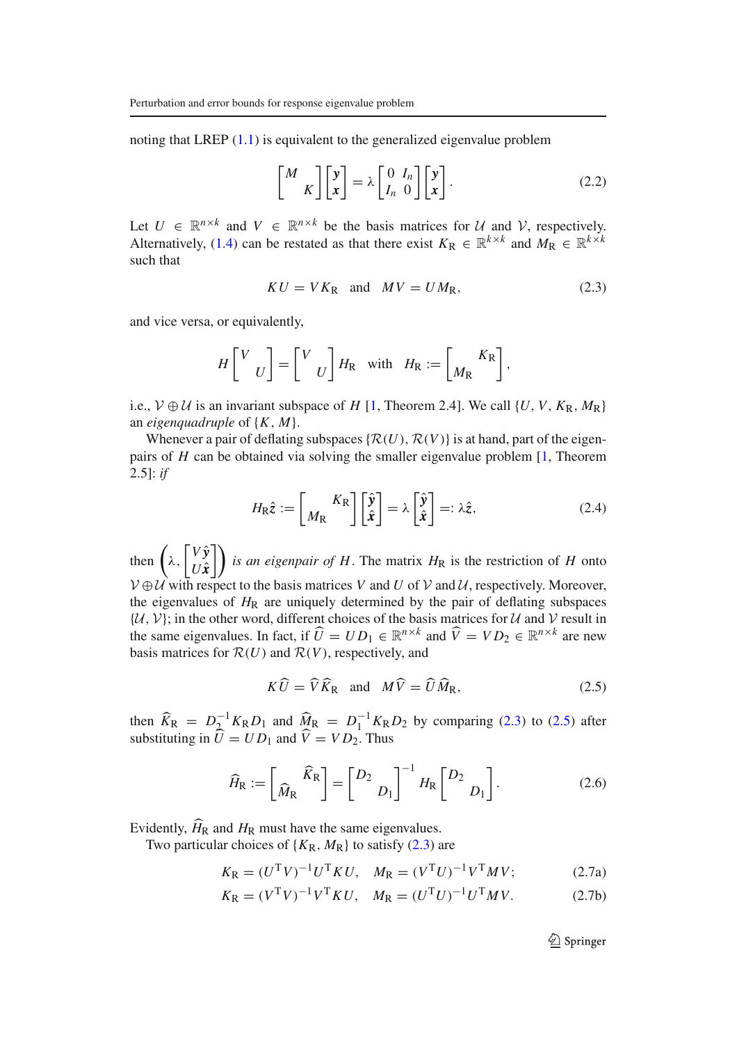noting that LREP (1.1) is equivalent to the generalized eigenvalue problem

$$\begin{bmatrix} M & \\ & K \end{bmatrix} \begin{bmatrix} \boldsymbol{y} \\ \boldsymbol{x} \end{bmatrix} = \lambda \begin{bmatrix} 0 & I_n \\ I_n & 0 \end{bmatrix} \begin{bmatrix} \boldsymbol{y} \\ \boldsymbol{x} \end{bmatrix}. \tag{2.2}$$

Let $U \in \mathbb{R}^{n \times k}$ and $V \in \mathbb{R}^{n \times k}$ be the basis matrices for $\mathcal{U}$ and $\mathcal{V}$, respectively. Alternatively, (1.4) can be restated as that there exist $K_R \in \mathbb{R}^{k \times k}$ and $M_R \in \mathbb{R}^{k \times k}$ such that

$$KU = VK_R \quad \text{and} \quad MV = UM_R, \tag{2.3}$$

and vice versa, or equivalently,

$$H \begin{bmatrix} V & \\ & U \end{bmatrix} = \begin{bmatrix} V & \\ & U \end{bmatrix} H_R \quad \text{with} \quad H_R := \begin{bmatrix} & K_R \\ M_R & \end{bmatrix},$$

i.e., $\mathcal{V} \oplus \mathcal{U}$ is an invariant subspace of $H$ [1, Theorem 2.4]. We call $\{U, V, K_R, M_R\}$ an *eigenquadruple* of $\{K, M\}$.

Whenever a pair of deflating subspaces $\{\mathcal{R}(U), \mathcal{R}(V)\}$ is at hand, part of the eigenpairs of $H$ can be obtained via solving the smaller eigenvalue problem [1, Theorem 2.5]: *if*

$$H_R \hat{z} := \begin{bmatrix} & K_R \\ M_R & \end{bmatrix} \begin{bmatrix} \hat{\boldsymbol{y}} \\ \hat{\boldsymbol{x}} \end{bmatrix} = \lambda \begin{bmatrix} \hat{\boldsymbol{y}} \\ \hat{\boldsymbol{x}} \end{bmatrix} =: \lambda \hat{z}, \tag{2.4}$$

then $\left(\lambda, \begin{bmatrix} V\hat{\boldsymbol{y}} \\ U\hat{\boldsymbol{x}} \end{bmatrix}\right)$ *is an eigenpair of* $H$. The matrix $H_R$ is the restriction of $H$ onto $\mathcal{V} \oplus \mathcal{U}$ with respect to the basis matrices $V$ and $U$ of $\mathcal{V}$ and $\mathcal{U}$, respectively. Moreover, the eigenvalues of $H_R$ are uniquely determined by the pair of deflating subspaces $\{\mathcal{U}, \mathcal{V}\}$; in the other word, different choices of the basis matrices for $\mathcal{U}$ and $\mathcal{V}$ result in the same eigenvalues. In fact, if $\widehat{U} = UD_1 \in \mathbb{R}^{n \times k}$ and $\widehat{V} = VD_2 \in \mathbb{R}^{n \times k}$ are new basis matrices for $\mathcal{R}(U)$ and $\mathcal{R}(V)$, respectively, and

$$K\widehat{U} = \widehat{V}\widehat{K}_R \quad \text{and} \quad M\widehat{V} = \widehat{U}\widehat{M}_R, \tag{2.5}$$

then $\widehat{K}_R = D_2^{-1}K_R D_1$ and $\widehat{M}_R = D_1^{-1}K_R D_2$ by comparing (2.3) to (2.5) after substituting in $\widehat{U} = UD_1$ and $\widehat{V} = VD_2$. Thus

$$\widehat{H}_R := \begin{bmatrix} & \widehat{K}_R \\ \widehat{M}_R & \end{bmatrix} = \begin{bmatrix} D_2 & \\ & D_1 \end{bmatrix}^{-1} H_R \begin{bmatrix} D_2 & \\ & D_1 \end{bmatrix}. \tag{2.6}$$

Evidently, $\widehat{H}_R$ and $H_R$ must have the same eigenvalues.

Two particular choices of $\{K_R, M_R\}$ to satisfy (2.3) are

$$K_R = (U^T V)^{-1} U^T K U, \quad M_R = (V^T U)^{-1} V^T M V; \tag{2.7a}$$

$$K_R = (V^T V)^{-1} V^T K U, \quad M_R = (U^T U)^{-1} U^T M V. \tag{2.7b}$$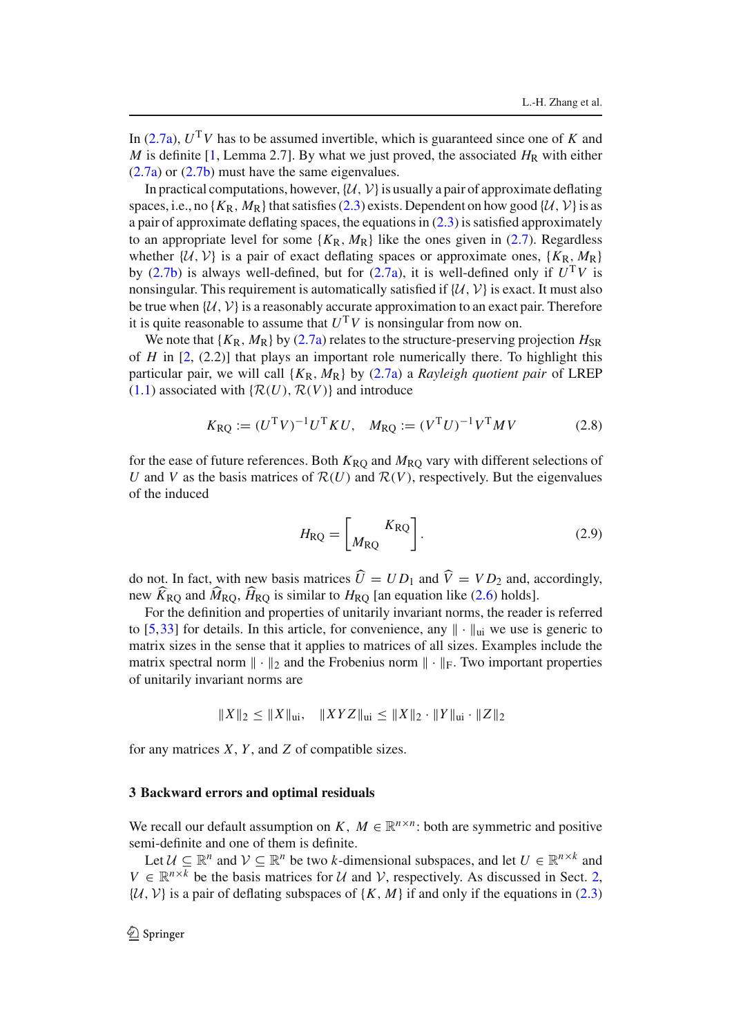In (2.7a), $U^{\mathrm{T}}V$ has to be assumed invertible, which is guaranteed since one of $K$ and $M$ is definite [1, Lemma 2.7]. By what we just proved, the associated $H_{\mathrm{R}}$ with either (2.7a) or (2.7b) must have the same eigenvalues.

In practical computations, however, $\{\mathcal{U}, \mathcal{V}\}$ is usually a pair of approximate deflating spaces, i.e., no $\{K_{\mathrm{R}}, M_{\mathrm{R}}\}$ that satisfies (2.3) exists. Dependent on how good $\{\mathcal{U}, \mathcal{V}\}$ is as a pair of approximate deflating spaces, the equations in (2.3) is satisfied approximately to an appropriate level for some $\{K_{\mathrm{R}}, M_{\mathrm{R}}\}$ like the ones given in (2.7). Regardless whether $\{\mathcal{U}, \mathcal{V}\}$ is a pair of exact deflating spaces or approximate ones, $\{K_{\mathrm{R}}, M_{\mathrm{R}}\}$ by (2.7b) is always well-defined, but for (2.7a), it is well-defined only if $U^{\mathrm{T}}V$ is nonsingular. This requirement is automatically satisfied if $\{\mathcal{U}, \mathcal{V}\}$ is exact. It must also be true when $\{\mathcal{U}, \mathcal{V}\}$ is a reasonably accurate approximation to an exact pair. Therefore it is quite reasonable to assume that $U^{\mathrm{T}}V$ is nonsingular from now on.

We note that $\{K_{\mathrm{R}}, M_{\mathrm{R}}\}$ by (2.7a) relates to the structure-preserving projection $H_{\mathrm{SR}}$ of $H$ in [2, (2.2)] that plays an important role numerically there. To highlight this particular pair, we will call $\{K_{\mathrm{R}}, M_{\mathrm{R}}\}$ by (2.7a) a *Rayleigh quotient pair* of LREP (1.1) associated with $\{\mathcal{R}(U), \mathcal{R}(V)\}$ and introduce

$$K_{\mathrm{RQ}} := (U^{\mathrm{T}}V)^{-1}U^{\mathrm{T}}KU, \quad M_{\mathrm{RQ}} := (V^{\mathrm{T}}U)^{-1}V^{\mathrm{T}}MV \tag{2.8}$$

for the ease of future references. Both $K_{\mathrm{RQ}}$ and $M_{\mathrm{RQ}}$ vary with different selections of $U$ and $V$ as the basis matrices of $\mathcal{R}(U)$ and $\mathcal{R}(V)$, respectively. But the eigenvalues of the induced

$$H_{\mathrm{RQ}} = \begin{bmatrix} & K_{\mathrm{RQ}} \\ M_{\mathrm{RQ}} & \end{bmatrix}. \tag{2.9}$$

do not. In fact, with new basis matrices $\widehat{U} = UD_1$ and $\widehat{V} = VD_2$ and, accordingly, new $\widehat{K}_{\mathrm{RQ}}$ and $\widehat{M}_{\mathrm{RQ}}$, $\widehat{H}_{\mathrm{RQ}}$ is similar to $H_{\mathrm{RQ}}$ [an equation like (2.6) holds].

For the definition and properties of unitarily invariant norms, the reader is referred to [5,33] for details. In this article, for convenience, any $\|\cdot\|_{\mathrm{ui}}$ we use is generic to matrix sizes in the sense that it applies to matrices of all sizes. Examples include the matrix spectral norm $\|\cdot\|_2$ and the Frobenius norm $\|\cdot\|_{\mathrm{F}}$. Two important properties of unitarily invariant norms are

$$\|X\|_2 \le \|X\|_{\mathrm{ui}}, \quad \|XYZ\|_{\mathrm{ui}} \le \|X\|_2 \cdot \|Y\|_{\mathrm{ui}} \cdot \|Z\|_2$$

for any matrices $X$, $Y$, and $Z$ of compatible sizes.

## 3 Backward errors and optimal residuals

We recall our default assumption on $K,\ M \in \mathbb{R}^{n\times n}$: both are symmetric and positive semi-definite and one of them is definite.

Let $\mathcal{U} \subseteq \mathbb{R}^n$ and $\mathcal{V} \subseteq \mathbb{R}^n$ be two $k$-dimensional subspaces, and let $U \in \mathbb{R}^{n\times k}$ and $V \in \mathbb{R}^{n\times k}$ be the basis matrices for $\mathcal{U}$ and $\mathcal{V}$, respectively. As discussed in Sect. 2, $\{\mathcal{U}, \mathcal{V}\}$ is a pair of deflating subspaces of $\{K, M\}$ if and only if the equations in (2.3)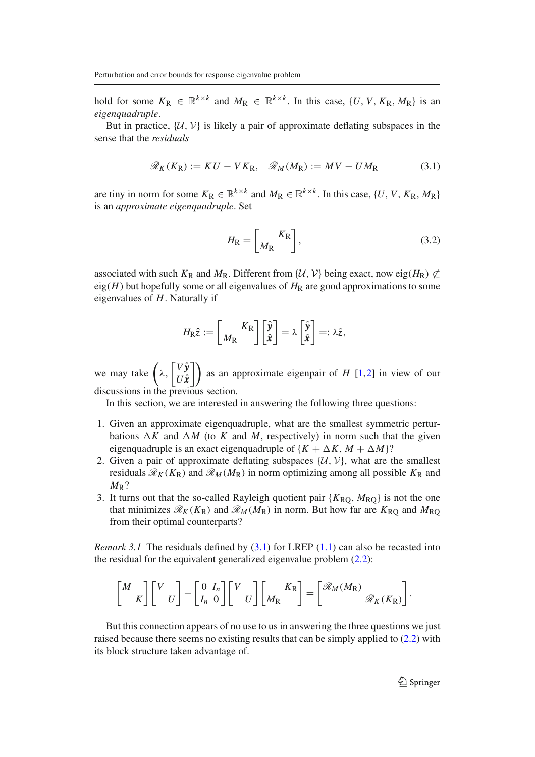hold for some $K_R \in \mathbb{R}^{k\times k}$ and $M_R \in \mathbb{R}^{k\times k}$. In this case, $\{U, V, K_R, M_R\}$ is an *eigenquadruple*.

But in practice, $\{\mathcal{U}, \mathcal{V}\}$ is likely a pair of approximate deflating subspaces in the sense that the *residuals*

$$\mathscr{R}_K(K_R) := KU - VK_R, \quad \mathscr{R}_M(M_R) := MV - UM_R \tag{3.1}$$

are tiny in norm for some $K_R \in \mathbb{R}^{k\times k}$ and $M_R \in \mathbb{R}^{k\times k}$. In this case, $\{U, V, K_R, M_R\}$ is an *approximate eigenquadruple*. Set

$$H_R = \begin{bmatrix} & K_R \\ M_R & \end{bmatrix}, \tag{3.2}$$

associated with such $K_R$ and $M_R$. Different from $\{\mathcal{U}, \mathcal{V}\}$ being exact, now $\mathrm{eig}(H_R) \not\subset \mathrm{eig}(H)$ but hopefully some or all eigenvalues of $H_R$ are good approximations to some eigenvalues of $H$. Naturally if

$$H_R\hat{z} := \begin{bmatrix} & K_R \\ M_R & \end{bmatrix}\begin{bmatrix} \hat{\boldsymbol{y}} \\ \hat{\boldsymbol{x}} \end{bmatrix} = \lambda \begin{bmatrix} \hat{\boldsymbol{y}} \\ \hat{\boldsymbol{x}} \end{bmatrix} =: \lambda\hat{z},$$

we may take $\left(\lambda, \begin{bmatrix} V\hat{\boldsymbol{y}} \\ U\hat{\boldsymbol{x}} \end{bmatrix}\right)$ as an approximate eigenpair of $H$ [1,2] in view of our discussions in the previous section.

In this section, we are interested in answering the following three questions:

1. Given an approximate eigenquadruple, what are the smallest symmetric perturbations $\Delta K$ and $\Delta M$ (to $K$ and $M$, respectively) in norm such that the given eigenquadruple is an exact eigenquadruple of $\{K + \Delta K, M + \Delta M\}$?
2. Given a pair of approximate deflating subspaces $\{\mathcal{U}, \mathcal{V}\}$, what are the smallest residuals $\mathscr{R}_K(K_R)$ and $\mathscr{R}_M(M_R)$ in norm optimizing among all possible $K_R$ and $M_R$?
3. It turns out that the so-called Rayleigh quotient pair $\{K_{RQ}, M_{RQ}\}$ is not the one that minimizes $\mathscr{R}_K(K_R)$ and $\mathscr{R}_M(M_R)$ in norm. But how far are $K_{RQ}$ and $M_{RQ}$ from their optimal counterparts?

*Remark 3.1* The residuals defined by (3.1) for LREP (1.1) can also be recasted into the residual for the equivalent generalized eigenvalue problem (2.2):

$$\begin{bmatrix} M & \\ & K \end{bmatrix}\begin{bmatrix} V & \\ & U \end{bmatrix} - \begin{bmatrix} 0 & I_n \\ I_n & 0 \end{bmatrix}\begin{bmatrix} V & \\ & U \end{bmatrix}\begin{bmatrix} & K_R \\ M_R & \end{bmatrix} = \begin{bmatrix} \mathscr{R}_M(M_R) & \\ & \mathscr{R}_K(K_R) \end{bmatrix}.$$

But this connection appears of no use to us in answering the three questions we just raised because there seems no existing results that can be simply applied to (2.2) with its block structure taken advantage of.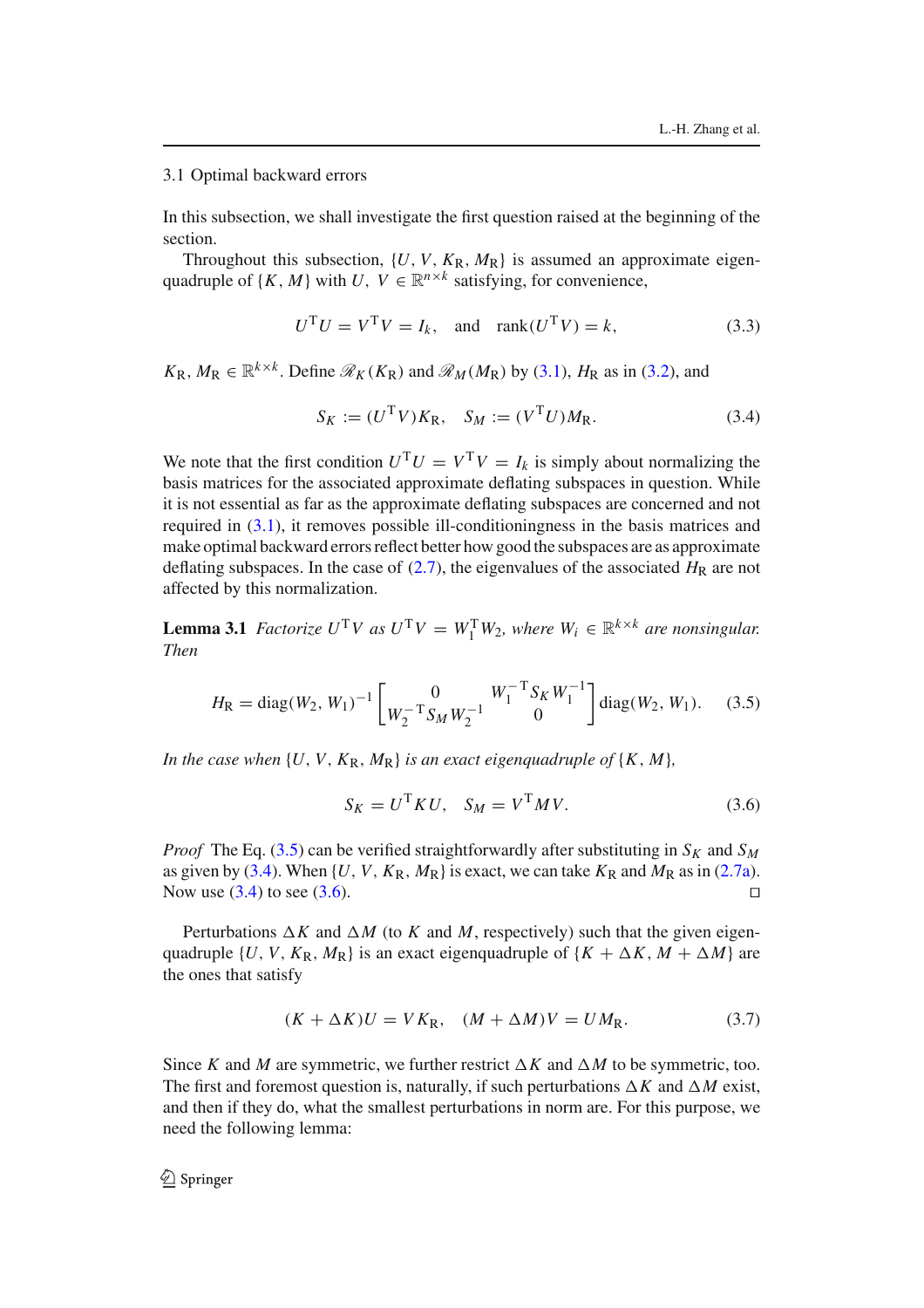### 3.1 Optimal backward errors

In this subsection, we shall investigate the first question raised at the beginning of the section.

Throughout this subsection, $\{U, V, K_{\rm R}, M_{\rm R}\}$ is assumed an approximate eigenquadruple of $\{K, M\}$ with $U,\ V \in \mathbb{R}^{n\times k}$ satisfying, for convenience,

$$U^{\rm T}U = V^{\rm T}V = I_k, \quad \text{and} \quad \operatorname{rank}(U^{\rm T}V) = k, \tag{3.3}$$

$K_{\rm R},\ M_{\rm R} \in \mathbb{R}^{k\times k}$. Define $\mathscr{R}_K(K_{\rm R})$ and $\mathscr{R}_M(M_{\rm R})$ by (3.1), $H_{\rm R}$ as in (3.2), and

$$S_K := (U^{\rm T}V)K_{\rm R}, \quad S_M := (V^{\rm T}U)M_{\rm R}. \tag{3.4}$$

We note that the first condition $U^{\rm T}U = V^{\rm T}V = I_k$ is simply about normalizing the basis matrices for the associated approximate deflating subspaces in question. While it is not essential as far as the approximate deflating subspaces are concerned and not required in (3.1), it removes possible ill-conditioningness in the basis matrices and make optimal backward errors reflect better how good the subspaces are as approximate deflating subspaces. In the case of (2.7), the eigenvalues of the associated $H_{\rm R}$ are not affected by this normalization.

**Lemma 3.1** *Factorize $U^{\rm T}V$ as $U^{\rm T}V = W_1^{\rm T}W_2$, where $W_i \in \mathbb{R}^{k\times k}$ are nonsingular. Then*

$$H_{\rm R} = \operatorname{diag}(W_2, W_1)^{-1}\begin{bmatrix} 0 & W_1^{-\rm T}S_K W_1^{-1} \\ W_2^{-\rm T}S_M W_2^{-1} & 0 \end{bmatrix}\operatorname{diag}(W_2, W_1). \tag{3.5}$$

*In the case when $\{U, V, K_{\rm R}, M_{\rm R}\}$ is an exact eigenquadruple of $\{K, M\}$,*

$$S_K = U^{\rm T}KU, \quad S_M = V^{\rm T}MV. \tag{3.6}$$

*Proof* The Eq. (3.5) can be verified straightforwardly after substituting in $S_K$ and $S_M$ as given by (3.4). When $\{U, V, K_{\rm R}, M_{\rm R}\}$ is exact, we can take $K_{\rm R}$ and $M_{\rm R}$ as in (2.7a). Now use (3.4) to see (3.6). ◻

Perturbations $\Delta K$ and $\Delta M$ (to $K$ and $M$, respectively) such that the given eigenquadruple $\{U, V, K_{\rm R}, M_{\rm R}\}$ is an exact eigenquadruple of $\{K + \Delta K, M + \Delta M\}$ are the ones that satisfy

$$(K + \Delta K)U = VK_{\rm R}, \quad (M + \Delta M)V = UM_{\rm R}. \tag{3.7}$$

Since $K$ and $M$ are symmetric, we further restrict $\Delta K$ and $\Delta M$ to be symmetric, too. The first and foremost question is, naturally, if such perturbations $\Delta K$ and $\Delta M$ exist, and then if they do, what the smallest perturbations in norm are. For this purpose, we need the following lemma: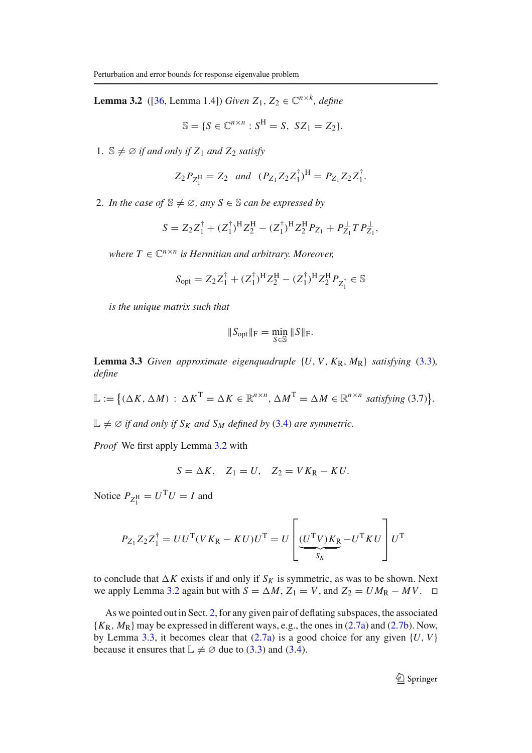**Lemma 3.2** ([36, Lemma 1.4]) *Given $Z_1, Z_2 \in \mathbb{C}^{n\times k}$, define*

$$\mathbb{S} = \{S \in \mathbb{C}^{n\times n} : S^{\mathrm{H}} = S,\ SZ_1 = Z_2\}.$$

1. *$\mathbb{S} \neq \varnothing$ if and only if $Z_1$ and $Z_2$ satisfy*

$$Z_2 P_{Z_1^{\mathrm{H}}} = Z_2 \quad \text{and} \quad (P_{Z_1} Z_2 Z_1^{\dagger})^{\mathrm{H}} = P_{Z_1} Z_2 Z_1^{\dagger}.$$

2. *In the case of $\mathbb{S} \neq \varnothing$, any $S \in \mathbb{S}$ can be expressed by*

$$S = Z_2 Z_1^{\dagger} + (Z_1^{\dagger})^{\mathrm{H}} Z_2^{\mathrm{H}} - (Z_1^{\dagger})^{\mathrm{H}} Z_2^{\mathrm{H}} P_{Z_1} + P_{Z_1}^{\perp} T P_{Z_1}^{\perp},$$

*where $T \in \mathbb{C}^{n\times n}$ is Hermitian and arbitrary. Moreover,*

$$S_{\mathrm{opt}} = Z_2 Z_1^{\dagger} + (Z_1^{\dagger})^{\mathrm{H}} Z_2^{\mathrm{H}} - (Z_1^{\dagger})^{\mathrm{H}} Z_2^{\mathrm{H}} P_{Z_1^{\dagger}} \in \mathbb{S}$$

*is the unique matrix such that*

$$\|S_{\mathrm{opt}}\|_{\mathrm{F}} = \min_{S\in\mathbb{S}} \|S\|_{\mathrm{F}}.$$

**Lemma 3.3** *Given approximate eigenquadruple $\{U, V, K_{\mathrm{R}}, M_{\mathrm{R}}\}$ satisfying (3.3), define*

$$\mathbb{L} := \left\{(\Delta K, \Delta M) : \Delta K^{\mathrm{T}} = \Delta K \in \mathbb{R}^{n\times n},\ \Delta M^{\mathrm{T}} = \Delta M \in \mathbb{R}^{n\times n} \text{ satisfying } (3.7)\right\}.$$

*$\mathbb{L} \neq \varnothing$ if and only if $S_K$ and $S_M$ defined by (3.4) are symmetric.*

*Proof* We first apply Lemma 3.2 with

$$S = \Delta K, \quad Z_1 = U, \quad Z_2 = VK_{\mathrm{R}} - KU.$$

Notice $P_{Z_1^{\mathrm{H}}} = U^{\mathrm{T}} U = I$ and

$$P_{Z_1} Z_2 Z_1^{\dagger} = UU^{\mathrm{T}}(VK_{\mathrm{R}} - KU)U^{\mathrm{T}} = U\left[\underbrace{(U^{\mathrm{T}}V)K_{\mathrm{R}}}_{S_K} - U^{\mathrm{T}}KU\right]U^{\mathrm{T}}$$

to conclude that $\Delta K$ exists if and only if $S_K$ is symmetric, as was to be shown. Next we apply Lemma 3.2 again but with $S = \Delta M$, $Z_1 = V$, and $Z_2 = UM_{\mathrm{R}} - MV$. □

As we pointed out in Sect. 2, for any given pair of deflating subspaces, the associated $\{K_{\mathrm{R}}, M_{\mathrm{R}}\}$ may be expressed in different ways, e.g., the ones in (2.7a) and (2.7b). Now, by Lemma 3.3, it becomes clear that (2.7a) is a good choice for any given $\{U, V\}$ because it ensures that $\mathbb{L} \neq \varnothing$ due to (3.3) and (3.4).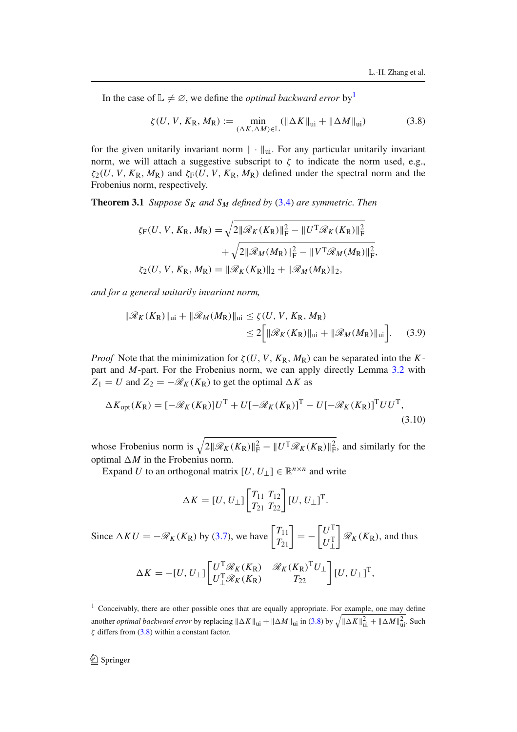In the case of $\mathbb{L} \neq \varnothing$, we define the *optimal backward error* by[1]

$$\zeta(U, V, K_{\rm R}, M_{\rm R}) := \min_{(\Delta K, \Delta M) \in \mathbb{L}} (\|\Delta K\|_{\rm ui} + \|\Delta M\|_{\rm ui}) \tag{3.8}$$

for the given unitarily invariant norm $\|\cdot\|_{\rm ui}$. For any particular unitarily invariant norm, we will attach a suggestive subscript to $\zeta$ to indicate the norm used, e.g., $\zeta_2(U, V, K_{\rm R}, M_{\rm R})$ and $\zeta_{\rm F}(U, V, K_{\rm R}, M_{\rm R})$ defined under the spectral norm and the Frobenius norm, respectively.

**Theorem 3.1** *Suppose $S_K$ and $S_M$ defined by (3.4) are symmetric. Then*

$$\begin{aligned}
\zeta_{\rm F}(U, V, K_{\rm R}, M_{\rm R}) &= \sqrt{2\|\mathscr{R}_K(K_{\rm R})\|_{\rm F}^2 - \|U^{\rm T}\mathscr{R}_K(K_{\rm R})\|_{\rm F}^2} \\
&\quad + \sqrt{2\|\mathscr{R}_M(M_{\rm R})\|_{\rm F}^2 - \|V^{\rm T}\mathscr{R}_M(M_{\rm R})\|_{\rm F}^2}, \\
\zeta_2(U, V, K_{\rm R}, M_{\rm R}) &= \|\mathscr{R}_K(K_{\rm R})\|_2 + \|\mathscr{R}_M(M_{\rm R})\|_2,
\end{aligned}$$

*and for a general unitarily invariant norm,*

$$\begin{aligned}
\|\mathscr{R}_K(K_{\rm R})\|_{\rm ui} + \|\mathscr{R}_M(M_{\rm R})\|_{\rm ui} &\le \zeta(U, V, K_{\rm R}, M_{\rm R}) \\
&\le 2\Big[\|\mathscr{R}_K(K_{\rm R})\|_{\rm ui} + \|\mathscr{R}_M(M_{\rm R})\|_{\rm ui}\Big].
\end{aligned} \tag{3.9}$$

*Proof* Note that the minimization for $\zeta(U, V, K_{\rm R}, M_{\rm R})$ can be separated into the $K$-part and $M$-part. For the Frobenius norm, we can apply directly Lemma 3.2 with $Z_1 = U$ and $Z_2 = -\mathscr{R}_K(K_{\rm R})$ to get the optimal $\Delta K$ as

$$\Delta K_{\rm opt}(K_{\rm R}) = [-\mathscr{R}_K(K_{\rm R})]U^{\rm T} + U[-\mathscr{R}_K(K_{\rm R})]^{\rm T} - U[-\mathscr{R}_K(K_{\rm R})]^{\rm T}UU^{\rm T}, \tag{3.10}$$

whose Frobenius norm is $\sqrt{2\|\mathscr{R}_K(K_{\rm R})\|_{\rm F}^2 - \|U^{\rm T}\mathscr{R}_K(K_{\rm R})\|_{\rm F}^2}$, and similarly for the optimal $\Delta M$ in the Frobenius norm.

Expand $U$ to an orthogonal matrix $[U, U_\perp] \in \mathbb{R}^{n\times n}$ and write

$$\Delta K = [U, U_\perp]\begin{bmatrix} T_{11} & T_{12} \\ T_{21} & T_{22} \end{bmatrix}[U, U_\perp]^{\rm T}.$$

Since $\Delta K U = -\mathscr{R}_K(K_{\rm R})$ by (3.7), we have $\begin{bmatrix} T_{11} \\ T_{21} \end{bmatrix} = -\begin{bmatrix} U^{\rm T} \\ U_\perp^{\rm T} \end{bmatrix}\mathscr{R}_K(K_{\rm R})$, and thus

$$\Delta K = -[U, U_\perp]\begin{bmatrix} U^{\rm T}\mathscr{R}_K(K_{\rm R}) & \mathscr{R}_K(K_{\rm R})^{\rm T}U_\perp \\ U_\perp^{\rm T}\mathscr{R}_K(K_{\rm R}) & T_{22} \end{bmatrix}[U, U_\perp]^{\rm T},$$

---

[1] Conceivably, there are other possible ones that are equally appropriate. For example, one may define another *optimal backward error* by replacing $\|\Delta K\|_{\rm ui} + \|\Delta M\|_{\rm ui}$ in (3.8) by $\sqrt{\|\Delta K\|_{\rm ui}^2 + \|\Delta M\|_{\rm ui}^2}$. Such $\zeta$ differs from (3.8) within a constant factor.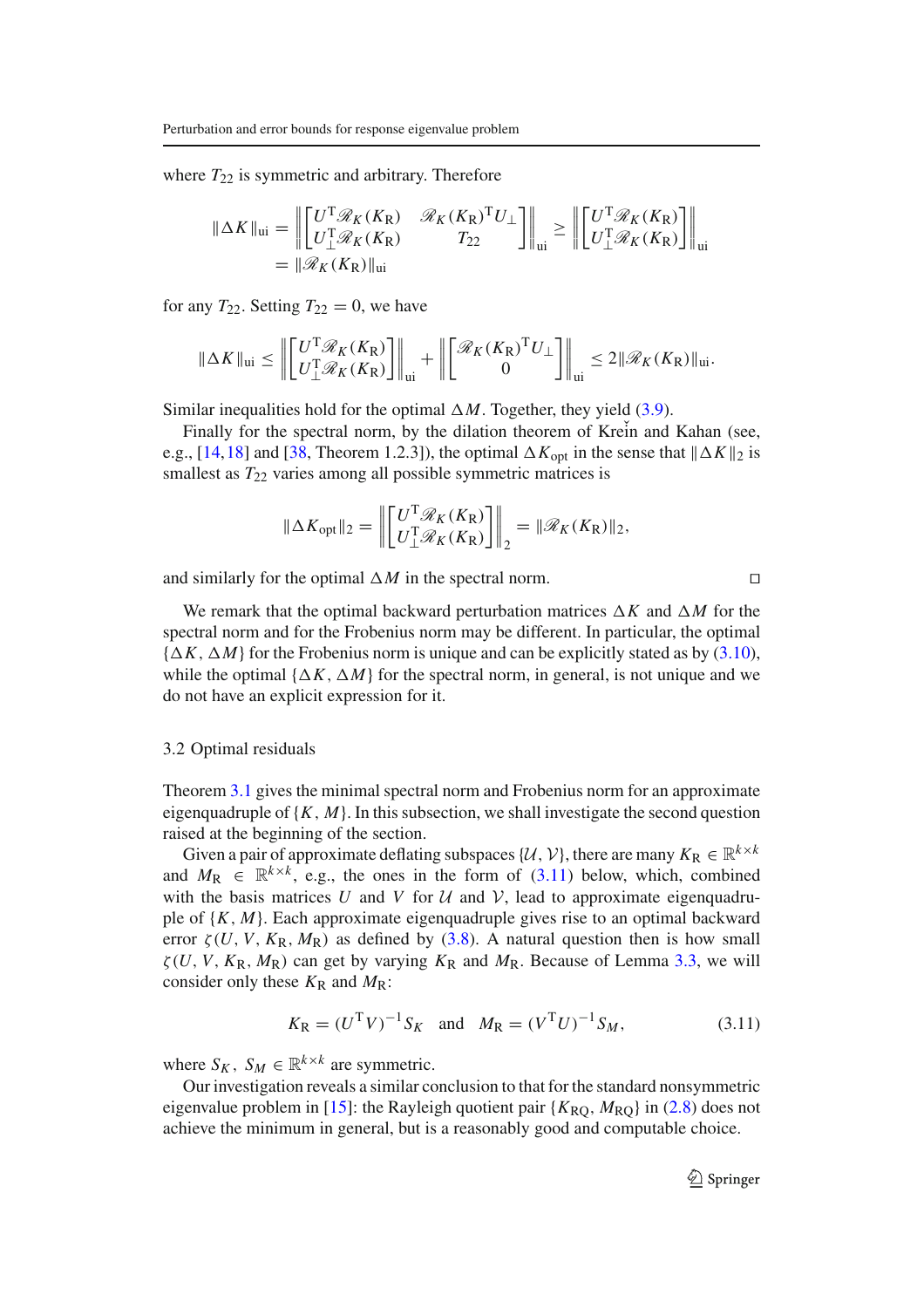where $T_{22}$ is symmetric and arbitrary. Therefore

$$
\begin{aligned}
\|\Delta K\|_{\rm ui} &= \left\| \begin{bmatrix} U^{\rm T}\mathscr{R}_K(K_{\rm R}) & \mathscr{R}_K(K_{\rm R})^{\rm T}U_\perp \\ U_\perp^{\rm T}\mathscr{R}_K(K_{\rm R}) & T_{22} \end{bmatrix} \right\|_{\rm ui} \geq \left\| \begin{bmatrix} U^{\rm T}\mathscr{R}_K(K_{\rm R}) \\ U_\perp^{\rm T}\mathscr{R}_K(K_{\rm R}) \end{bmatrix} \right\|_{\rm ui} \\
&= \|\mathscr{R}_K(K_{\rm R})\|_{\rm ui}
\end{aligned}
$$

for any $T_{22}$. Setting $T_{22} = 0$, we have

$$
\|\Delta K\|_{\rm ui} \leq \left\| \begin{bmatrix} U^{\rm T}\mathscr{R}_K(K_{\rm R}) \\ U_\perp^{\rm T}\mathscr{R}_K(K_{\rm R}) \end{bmatrix} \right\|_{\rm ui} + \left\| \begin{bmatrix} \mathscr{R}_K(K_{\rm R})^{\rm T}U_\perp \\ 0 \end{bmatrix} \right\|_{\rm ui} \leq 2\|\mathscr{R}_K(K_{\rm R})\|_{\rm ui}.
$$

Similar inequalities hold for the optimal $\Delta M$. Together, they yield (3.9).

Finally for the spectral norm, by the dilation theorem of Kreĭn and Kahan (see, e.g., [14,18] and [38, Theorem 1.2.3]), the optimal $\Delta K_{\rm opt}$ in the sense that $\|\Delta K\|_2$ is smallest as $T_{22}$ varies among all possible symmetric matrices is

$$
\|\Delta K_{\rm opt}\|_2 = \left\| \begin{bmatrix} U^{\rm T}\mathscr{R}_K(K_{\rm R}) \\ U_\perp^{\rm T}\mathscr{R}_K(K_{\rm R}) \end{bmatrix} \right\|_2 = \|\mathscr{R}_K(K_{\rm R})\|_2,
$$

and similarly for the optimal $\Delta M$ in the spectral norm. □

We remark that the optimal backward perturbation matrices $\Delta K$ and $\Delta M$ for the spectral norm and for the Frobenius norm may be different. In particular, the optimal $\{\Delta K, \Delta M\}$ for the Frobenius norm is unique and can be explicitly stated as by (3.10), while the optimal $\{\Delta K, \Delta M\}$ for the spectral norm, in general, is not unique and we do not have an explicit expression for it.

### 3.2 Optimal residuals

Theorem 3.1 gives the minimal spectral norm and Frobenius norm for an approximate eigenquadruple of $\{K, M\}$. In this subsection, we shall investigate the second question raised at the beginning of the section.

Given a pair of approximate deflating subspaces $\{\mathcal{U}, \mathcal{V}\}$, there are many $K_{\rm R} \in \mathbb{R}^{k\times k}$ and $M_{\rm R} \in \mathbb{R}^{k\times k}$, e.g., the ones in the form of (3.11) below, which, combined with the basis matrices $U$ and $V$ for $\mathcal{U}$ and $\mathcal{V}$, lead to approximate eigenquadruple of $\{K, M\}$. Each approximate eigenquadruple gives rise to an optimal backward error $\zeta(U, V, K_{\rm R}, M_{\rm R})$ as defined by (3.8). A natural question then is how small $\zeta(U, V, K_{\rm R}, M_{\rm R})$ can get by varying $K_{\rm R}$ and $M_{\rm R}$. Because of Lemma 3.3, we will consider only these $K_{\rm R}$ and $M_{\rm R}$:

$$
K_{\rm R} = (U^{\rm T}V)^{-1}S_K \quad \text{and} \quad M_{\rm R} = (V^{\rm T}U)^{-1}S_M, \tag{3.11}
$$

where $S_K$, $S_M \in \mathbb{R}^{k\times k}$ are symmetric.

Our investigation reveals a similar conclusion to that for the standard nonsymmetric eigenvalue problem in [15]: the Rayleigh quotient pair $\{K_{\rm RQ}, M_{\rm RQ}\}$ in (2.8) does not achieve the minimum in general, but is a reasonably good and computable choice.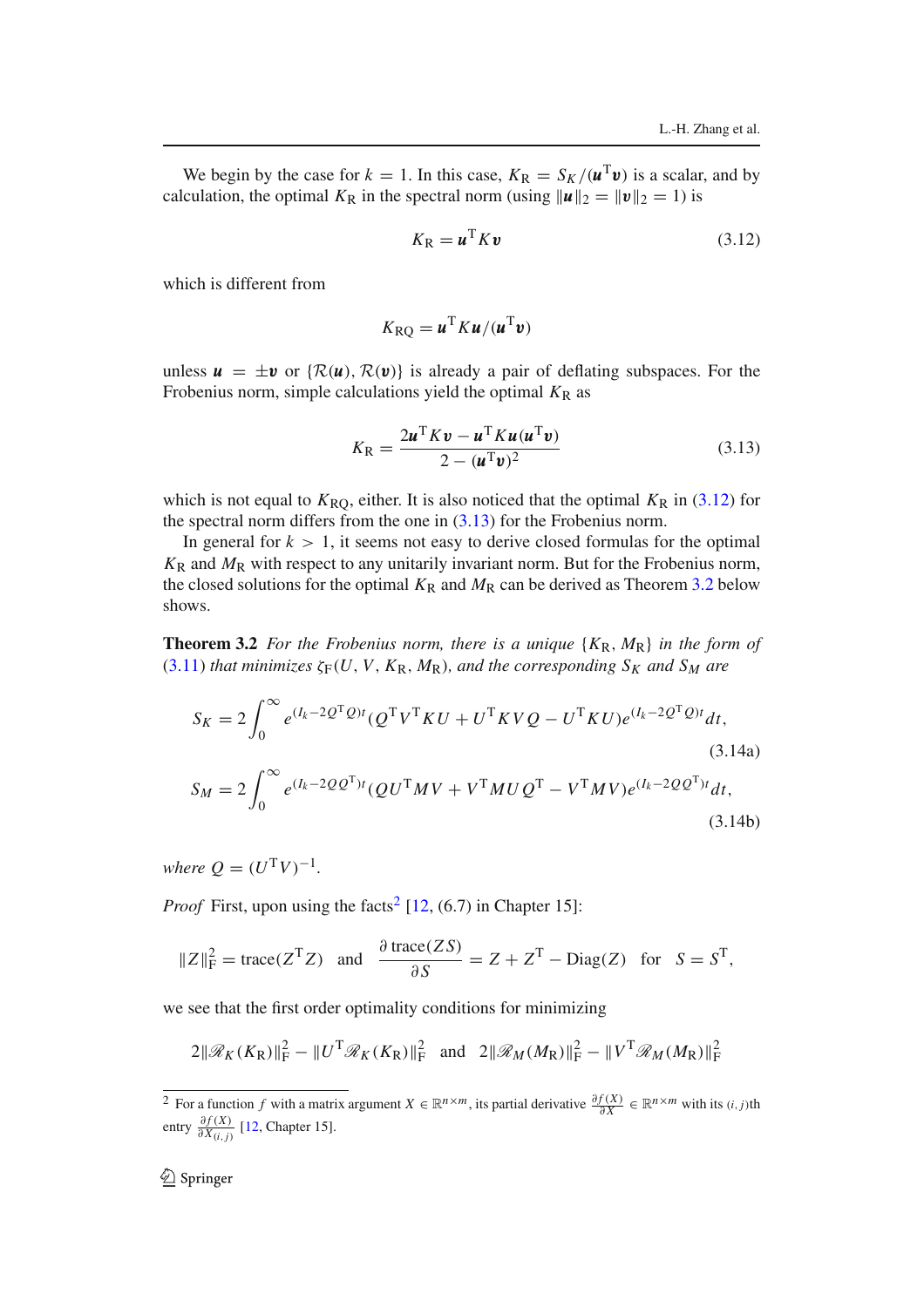We begin by the case for $k = 1$. In this case, $K_\mathrm{R} = S_K/(\boldsymbol{u}^\mathrm{T}\boldsymbol{v})$ is a scalar, and by calculation, the optimal $K_\mathrm{R}$ in the spectral norm (using $\|\boldsymbol{u}\|_2 = \|\boldsymbol{v}\|_2 = 1$) is

$$K_\mathrm{R} = \boldsymbol{u}^\mathrm{T} K \boldsymbol{v} \tag{3.12}$$

which is different from

$$K_\mathrm{RQ} = \boldsymbol{u}^\mathrm{T} K \boldsymbol{u}/(\boldsymbol{u}^\mathrm{T}\boldsymbol{v})$$

unless $\boldsymbol{u} = \pm\boldsymbol{v}$ or $\{\mathcal{R}(\boldsymbol{u}), \mathcal{R}(\boldsymbol{v})\}$ is already a pair of deflating subspaces. For the Frobenius norm, simple calculations yield the optimal $K_\mathrm{R}$ as

$$K_\mathrm{R} = \frac{2\boldsymbol{u}^\mathrm{T} K \boldsymbol{v} - \boldsymbol{u}^\mathrm{T} K \boldsymbol{u}(\boldsymbol{u}^\mathrm{T}\boldsymbol{v})}{2 - (\boldsymbol{u}^\mathrm{T}\boldsymbol{v})^2} \tag{3.13}$$

which is not equal to $K_\mathrm{RQ}$, either. It is also noticed that the optimal $K_\mathrm{R}$ in (3.12) for the spectral norm differs from the one in (3.13) for the Frobenius norm.

In general for $k > 1$, it seems not easy to derive closed formulas for the optimal $K_\mathrm{R}$ and $M_\mathrm{R}$ with respect to any unitarily invariant norm. But for the Frobenius norm, the closed solutions for the optimal $K_\mathrm{R}$ and $M_\mathrm{R}$ can be derived as Theorem 3.2 below shows.

**Theorem 3.2** *For the Frobenius norm, there is a unique $\{K_\mathrm{R}, M_\mathrm{R}\}$ in the form of (3.11) that minimizes $\zeta_\mathrm{F}(U, V, K_\mathrm{R}, M_\mathrm{R})$, and the corresponding $S_K$ and $S_M$ are*

$$S_K = 2\int_0^\infty e^{(I_k - 2Q^\mathrm{T}Q)t}(Q^\mathrm{T}V^\mathrm{T}KU + U^\mathrm{T}KVQ - U^\mathrm{T}KU)e^{(I_k - 2Q^\mathrm{T}Q)t}\,dt, \tag{3.14a}$$

$$S_M = 2\int_0^\infty e^{(I_k - 2QQ^\mathrm{T})t}(QU^\mathrm{T}MV + V^\mathrm{T}MUQ^\mathrm{T} - V^\mathrm{T}MV)e^{(I_k - 2QQ^\mathrm{T})t}\,dt, \tag{3.14b}$$

*where $Q = (U^\mathrm{T}V)^{-1}$.*

*Proof* First, upon using the facts[2] [12, (6.7) in Chapter 15]:

$$\|Z\|_\mathrm{F}^2 = \mathrm{trace}(Z^\mathrm{T}Z) \quad \text{and} \quad \frac{\partial\,\mathrm{trace}(ZS)}{\partial S} = Z + Z^\mathrm{T} - \mathrm{Diag}(Z) \quad \text{for} \quad S = S^\mathrm{T},$$

we see that the first order optimality conditions for minimizing

$$2\|\mathscr{R}_K(K_\mathrm{R})\|_\mathrm{F}^2 - \|U^\mathrm{T}\mathscr{R}_K(K_\mathrm{R})\|_\mathrm{F}^2 \quad \text{and} \quad 2\|\mathscr{R}_M(M_\mathrm{R})\|_\mathrm{F}^2 - \|V^\mathrm{T}\mathscr{R}_M(M_\mathrm{R})\|_\mathrm{F}^2$$

---

[2] For a function $f$ with a matrix argument $X \in \mathbb{R}^{n\times m}$, its partial derivative $\frac{\partial f(X)}{\partial X} \in \mathbb{R}^{n\times m}$ with its $(i, j)$th entry $\frac{\partial f(X)}{\partial X_{(i,j)}}$ [12, Chapter 15].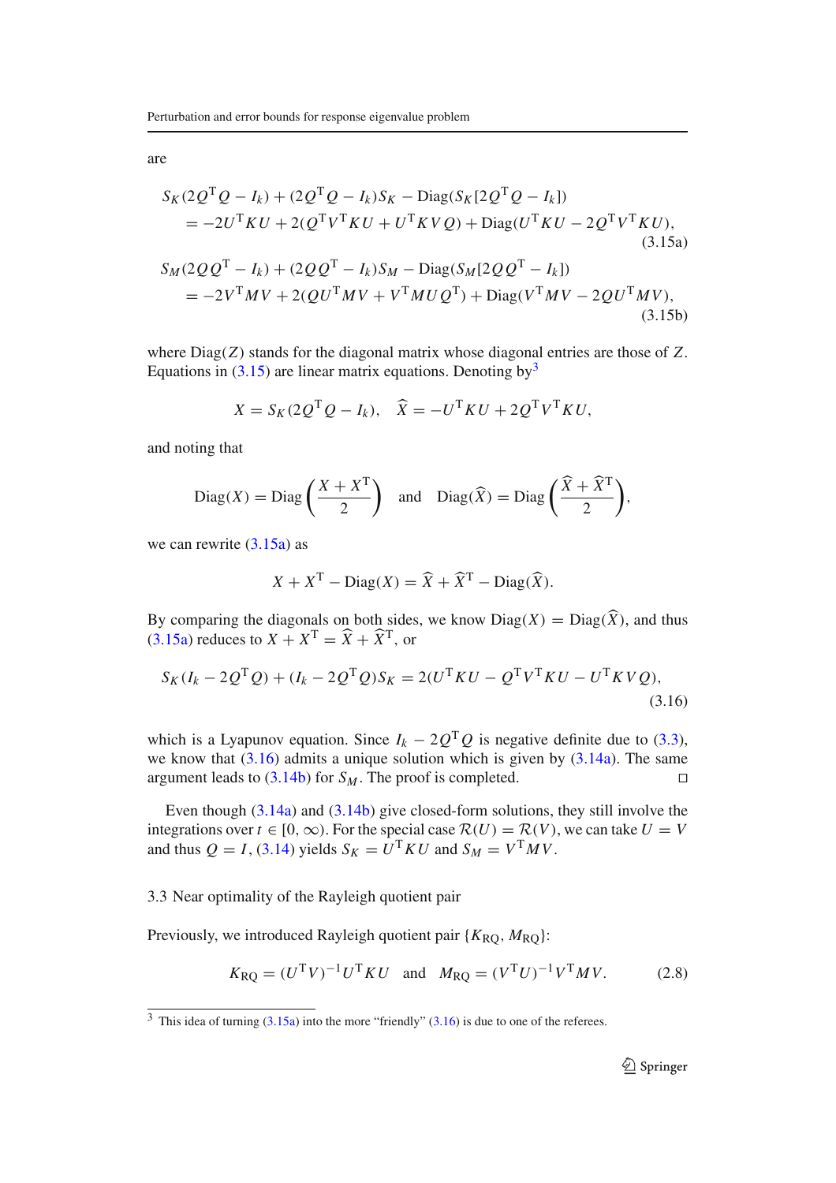are

$$
\begin{aligned}
&S_K(2Q^{\mathrm{T}}Q - I_k) + (2Q^{\mathrm{T}}Q - I_k)S_K - \mathrm{Diag}(S_K[2Q^{\mathrm{T}}Q - I_k]) \\
&\quad = -2U^{\mathrm{T}}KU + 2(Q^{\mathrm{T}}V^{\mathrm{T}}KU + U^{\mathrm{T}}KVQ) + \mathrm{Diag}(U^{\mathrm{T}}KU - 2Q^{\mathrm{T}}V^{\mathrm{T}}KU),
\end{aligned} \tag{3.15a}
$$

$$
\begin{aligned}
&S_M(2QQ^{\mathrm{T}} - I_k) + (2QQ^{\mathrm{T}} - I_k)S_M - \mathrm{Diag}(S_M[2QQ^{\mathrm{T}} - I_k]) \\
&\quad = -2V^{\mathrm{T}}MV + 2(QU^{\mathrm{T}}MV + V^{\mathrm{T}}MUQ^{\mathrm{T}}) + \mathrm{Diag}(V^{\mathrm{T}}MV - 2QU^{\mathrm{T}}MV),
\end{aligned} \tag{3.15b}
$$

where $\mathrm{Diag}(Z)$ stands for the diagonal matrix whose diagonal entries are those of $Z$. Equations in (3.15) are linear matrix equations. Denoting by[3]

$$
X = S_K(2Q^{\mathrm{T}}Q - I_k), \quad \widehat{X} = -U^{\mathrm{T}}KU + 2Q^{\mathrm{T}}V^{\mathrm{T}}KU,
$$

and noting that

$$
\mathrm{Diag}(X) = \mathrm{Diag}\left(\frac{X + X^{\mathrm{T}}}{2}\right) \quad \text{and} \quad \mathrm{Diag}(\widehat{X}) = \mathrm{Diag}\left(\frac{\widehat{X} + \widehat{X}^{\mathrm{T}}}{2}\right),
$$

we can rewrite (3.15a) as

$$
X + X^{\mathrm{T}} - \mathrm{Diag}(X) = \widehat{X} + \widehat{X}^{\mathrm{T}} - \mathrm{Diag}(\widehat{X}).
$$

By comparing the diagonals on both sides, we know $\mathrm{Diag}(X) = \mathrm{Diag}(\widehat{X})$, and thus (3.15a) reduces to $X + X^{\mathrm{T}} = \widehat{X} + \widehat{X}^{\mathrm{T}}$, or

$$
S_K(I_k - 2Q^{\mathrm{T}}Q) + (I_k - 2Q^{\mathrm{T}}Q)S_K = 2(U^{\mathrm{T}}KU - Q^{\mathrm{T}}V^{\mathrm{T}}KU - U^{\mathrm{T}}KVQ), \tag{3.16}
$$

which is a Lyapunov equation. Since $I_k - 2Q^{\mathrm{T}}Q$ is negative definite due to (3.3), we know that (3.16) admits a unique solution which is given by (3.14a). The same argument leads to (3.14b) for $S_M$. The proof is completed. □

Even though (3.14a) and (3.14b) give closed-form solutions, they still involve the integrations over $t \in [0, \infty)$. For the special case $\mathcal{R}(U) = \mathcal{R}(V)$, we can take $U = V$ and thus $Q = I$, (3.14) yields $S_K = U^{\mathrm{T}}KU$ and $S_M = V^{\mathrm{T}}MV$.

### 3.3 Near optimality of the Rayleigh quotient pair

Previously, we introduced Rayleigh quotient pair $\{K_{\mathrm{RQ}}, M_{\mathrm{RQ}}\}$:

$$
K_{\mathrm{RQ}} = (U^{\mathrm{T}}V)^{-1}U^{\mathrm{T}}KU \quad \text{and} \quad M_{\mathrm{RQ}} = (V^{\mathrm{T}}U)^{-1}V^{\mathrm{T}}MV. \tag{2.8}
$$

[3] This idea of turning (3.15a) into the more "friendly" (3.16) is due to one of the referees.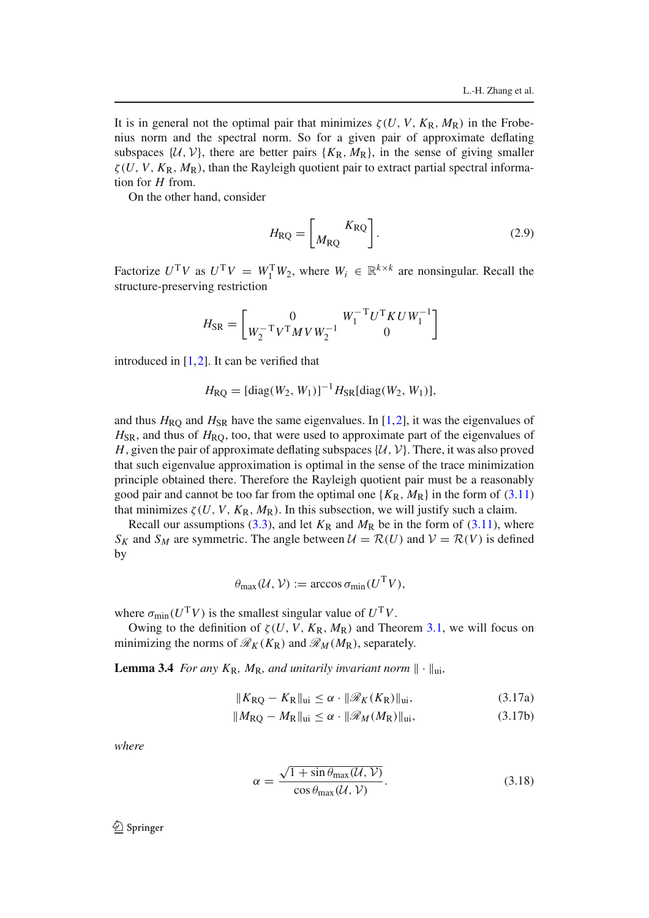It is in general not the optimal pair that minimizes $\zeta(U, V, K_\mathrm{R}, M_\mathrm{R})$ in the Frobenius norm and the spectral norm. So for a given pair of approximate deflating subspaces $\{\mathcal{U}, \mathcal{V}\}$, there are better pairs $\{K_\mathrm{R}, M_\mathrm{R}\}$, in the sense of giving smaller $\zeta(U, V, K_\mathrm{R}, M_\mathrm{R})$, than the Rayleigh quotient pair to extract partial spectral information for $H$ from.

On the other hand, consider

$$H_\mathrm{RQ} = \begin{bmatrix} & K_\mathrm{RQ} \\ M_\mathrm{RQ} & \end{bmatrix}. \tag{2.9}$$

Factorize $U^\mathrm{T}V$ as $U^\mathrm{T}V = W_1^\mathrm{T}W_2$, where $W_i \in \mathbb{R}^{k\times k}$ are nonsingular. Recall the structure-preserving restriction

$$H_\mathrm{SR} = \begin{bmatrix} 0 & W_1^{-\mathrm{T}}U^\mathrm{T}KUW_1^{-1} \\ W_2^{-\mathrm{T}}V^\mathrm{T}MVW_2^{-1} & 0 \end{bmatrix}$$

introduced in [1,2]. It can be verified that

$$H_\mathrm{RQ} = [\mathrm{diag}(W_2, W_1)]^{-1}H_\mathrm{SR}[\mathrm{diag}(W_2, W_1)],$$

and thus $H_\mathrm{RQ}$ and $H_\mathrm{SR}$ have the same eigenvalues. In [1,2], it was the eigenvalues of $H_\mathrm{SR}$, and thus of $H_\mathrm{RQ}$, too, that were used to approximate part of the eigenvalues of $H$, given the pair of approximate deflating subspaces $\{\mathcal{U}, \mathcal{V}\}$. There, it was also proved that such eigenvalue approximation is optimal in the sense of the trace minimization principle obtained there. Therefore the Rayleigh quotient pair must be a reasonably good pair and cannot be too far from the optimal one $\{K_\mathrm{R}, M_\mathrm{R}\}$ in the form of (3.11) that minimizes $\zeta(U, V, K_\mathrm{R}, M_\mathrm{R})$. In this subsection, we will justify such a claim.

Recall our assumptions (3.3), and let $K_\mathrm{R}$ and $M_\mathrm{R}$ be in the form of (3.11), where $S_K$ and $S_M$ are symmetric. The angle between $\mathcal{U} = \mathcal{R}(U)$ and $\mathcal{V} = \mathcal{R}(V)$ is defined by

$$\theta_{\max}(\mathcal{U}, \mathcal{V}) := \arccos \sigma_{\min}(U^\mathrm{T}V),$$

where $\sigma_{\min}(U^\mathrm{T}V)$ is the smallest singular value of $U^\mathrm{T}V$.

Owing to the definition of $\zeta(U, V, K_\mathrm{R}, M_\mathrm{R})$ and Theorem 3.1, we will focus on minimizing the norms of $\mathscr{R}_K(K_\mathrm{R})$ and $\mathscr{R}_M(M_\mathrm{R})$, separately.

**Lemma 3.4** *For any $K_\mathrm{R}$, $M_\mathrm{R}$, and unitarily invariant norm $\|\cdot\|_\mathrm{ui}$,*

$$\|K_\mathrm{RQ} - K_\mathrm{R}\|_\mathrm{ui} \le \alpha \cdot \|\mathscr{R}_K(K_\mathrm{R})\|_\mathrm{ui}, \tag{3.17a}$$

$$\|M_\mathrm{RQ} - M_\mathrm{R}\|_\mathrm{ui} \le \alpha \cdot \|\mathscr{R}_M(M_\mathrm{R})\|_\mathrm{ui}, \tag{3.17b}$$

*where*

$$\alpha = \frac{\sqrt{1 + \sin\theta_{\max}(\mathcal{U}, \mathcal{V})}}{\cos\theta_{\max}(\mathcal{U}, \mathcal{V})}. \tag{3.18}$$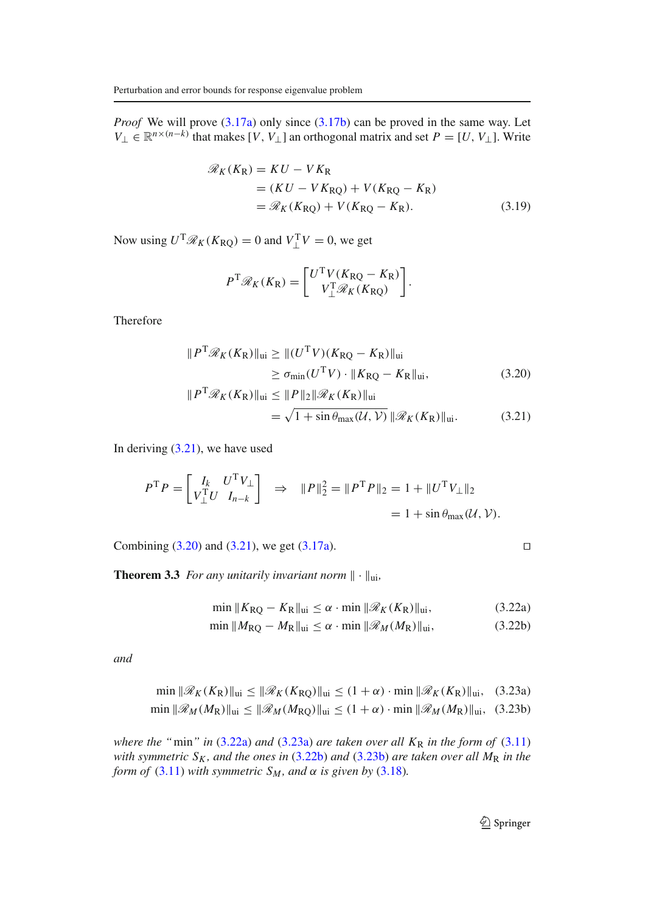*Proof* We will prove (3.17a) only since (3.17b) can be proved in the same way. Let $V_\perp \in \mathbb{R}^{n\times(n-k)}$ that makes $[V, V_\perp]$ an orthogonal matrix and set $P = [U, V_\perp]$. Write

$$
\begin{aligned}
\mathscr{R}_K(K_\mathrm{R}) &= KU - VK_\mathrm{R} \\
&= (KU - VK_\mathrm{RQ}) + V(K_\mathrm{RQ} - K_\mathrm{R}) \\
&= \mathscr{R}_K(K_\mathrm{RQ}) + V(K_\mathrm{RQ} - K_\mathrm{R}).
\end{aligned} \tag{3.19}
$$

Now using $U^\mathrm{T}\mathscr{R}_K(K_\mathrm{RQ}) = 0$ and $V_\perp^\mathrm{T} V = 0$, we get

$$
P^\mathrm{T}\mathscr{R}_K(K_\mathrm{R}) = \begin{bmatrix} U^\mathrm{T} V(K_\mathrm{RQ} - K_\mathrm{R}) \\ V_\perp^\mathrm{T}\mathscr{R}_K(K_\mathrm{RQ}) \end{bmatrix}.
$$

Therefore

$$
\begin{aligned}
\|P^\mathrm{T}\mathscr{R}_K(K_\mathrm{R})\|_\mathrm{ui} &\ge \|(U^\mathrm{T}V)(K_\mathrm{RQ} - K_\mathrm{R})\|_\mathrm{ui} \\
&\ge \sigma_{\min}(U^\mathrm{T}V)\cdot\|K_\mathrm{RQ} - K_\mathrm{R}\|_\mathrm{ui}, \qquad (3.20) \\
\|P^\mathrm{T}\mathscr{R}_K(K_\mathrm{R})\|_\mathrm{ui} &\le \|P\|_2\|\mathscr{R}_K(K_\mathrm{R})\|_\mathrm{ui} \\
&= \sqrt{1 + \sin\theta_{\max}(\mathcal{U},\mathcal{V})}\,\|\mathscr{R}_K(K_\mathrm{R})\|_\mathrm{ui}. \qquad (3.21)
\end{aligned}
$$

In deriving (3.21), we have used

$$
P^\mathrm{T}P = \begin{bmatrix} I_k & U^\mathrm{T}V_\perp \\ V_\perp^\mathrm{T}U & I_{n-k} \end{bmatrix} \;\Rightarrow\; \|P\|_2^2 = \|P^\mathrm{T}P\|_2 = 1 + \|U^\mathrm{T}V_\perp\|_2 = 1 + \sin\theta_{\max}(\mathcal{U},\mathcal{V}).
$$

Combining (3.20) and (3.21), we get (3.17a). □

**Theorem 3.3** *For any unitarily invariant norm* $\|\cdot\|_\mathrm{ui}$,

$$
\min\|K_\mathrm{RQ} - K_\mathrm{R}\|_\mathrm{ui} \le \alpha\cdot\min\|\mathscr{R}_K(K_\mathrm{R})\|_\mathrm{ui}, \tag{3.22a}
$$

$$
\min\|M_\mathrm{RQ} - M_\mathrm{R}\|_\mathrm{ui} \le \alpha\cdot\min\|\mathscr{R}_M(M_\mathrm{R})\|_\mathrm{ui}, \tag{3.22b}
$$

*and*

$$
\min\|\mathscr{R}_K(K_\mathrm{R})\|_\mathrm{ui} \le \|\mathscr{R}_K(K_\mathrm{RQ})\|_\mathrm{ui} \le (1+\alpha)\cdot\min\|\mathscr{R}_K(K_\mathrm{R})\|_\mathrm{ui}, \tag{3.23a}
$$

$$
\min\|\mathscr{R}_M(M_\mathrm{R})\|_\mathrm{ui} \le \|\mathscr{R}_M(M_\mathrm{RQ})\|_\mathrm{ui} \le (1+\alpha)\cdot\min\|\mathscr{R}_M(M_\mathrm{R})\|_\mathrm{ui}, \tag{3.23b}
$$

*where the "*min*" in (3.22a) and (3.23a) are taken over all $K_\mathrm{R}$ in the form of (3.11) with symmetric $S_K$, and the ones in (3.22b) and (3.23b) are taken over all $M_\mathrm{R}$ in the form of (3.11) with symmetric $S_M$, and $\alpha$ is given by (3.18).*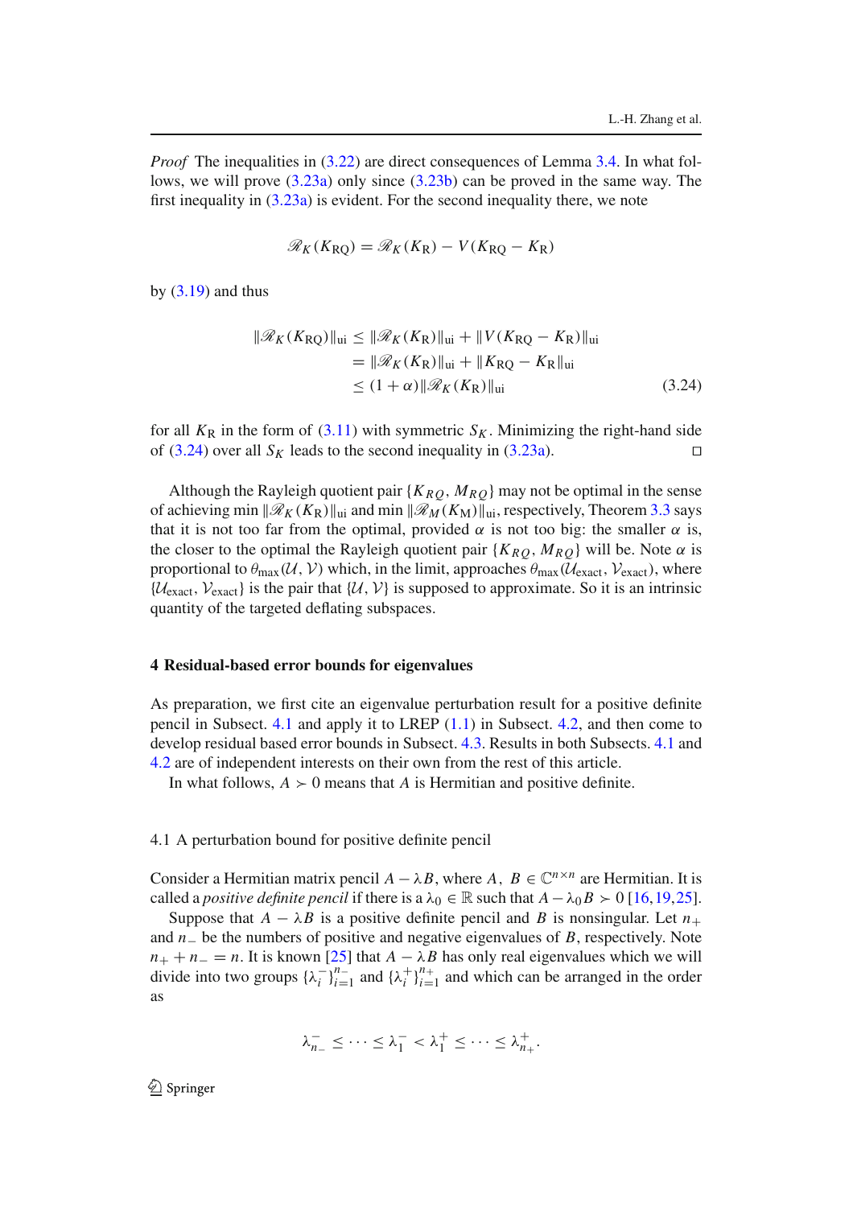*Proof* The inequalities in (3.22) are direct consequences of Lemma 3.4. In what follows, we will prove (3.23a) only since (3.23b) can be proved in the same way. The first inequality in (3.23a) is evident. For the second inequality there, we note

$$\mathscr{R}_K(K_{\mathrm{RQ}}) = \mathscr{R}_K(K_{\mathrm{R}}) - V(K_{\mathrm{RQ}} - K_{\mathrm{R}})$$

by (3.19) and thus

$$\begin{aligned} \|\mathscr{R}_K(K_{\mathrm{RQ}})\|_{\mathrm{ui}} &\le \|\mathscr{R}_K(K_{\mathrm{R}})\|_{\mathrm{ui}} + \|V(K_{\mathrm{RQ}} - K_{\mathrm{R}})\|_{\mathrm{ui}} \\ &= \|\mathscr{R}_K(K_{\mathrm{R}})\|_{\mathrm{ui}} + \|K_{\mathrm{RQ}} - K_{\mathrm{R}}\|_{\mathrm{ui}} \\ &\le (1+\alpha)\|\mathscr{R}_K(K_{\mathrm{R}})\|_{\mathrm{ui}} \end{aligned} \tag{3.24}$$

for all $K_{\mathrm{R}}$ in the form of (3.11) with symmetric $S_K$. Minimizing the right-hand side of (3.24) over all $S_K$ leads to the second inequality in (3.23a). □

Although the Rayleigh quotient pair $\{K_{RQ}, M_{RQ}\}$ may not be optimal in the sense of achieving $\min \|\mathscr{R}_K(K_{\mathrm{R}})\|_{\mathrm{ui}}$ and $\min \|\mathscr{R}_M(K_{\mathrm{M}})\|_{\mathrm{ui}}$, respectively, Theorem 3.3 says that it is not too far from the optimal, provided $\alpha$ is not too big: the smaller $\alpha$ is, the closer to the optimal the Rayleigh quotient pair $\{K_{RQ}, M_{RQ}\}$ will be. Note $\alpha$ is proportional to $\theta_{\max}(\mathcal{U}, \mathcal{V})$ which, in the limit, approaches $\theta_{\max}(\mathcal{U}_{\mathrm{exact}}, \mathcal{V}_{\mathrm{exact}})$, where $\{\mathcal{U}_{\mathrm{exact}}, \mathcal{V}_{\mathrm{exact}}\}$ is the pair that $\{\mathcal{U}, \mathcal{V}\}$ is supposed to approximate. So it is an intrinsic quantity of the targeted deflating subspaces.

## 4 Residual-based error bounds for eigenvalues

As preparation, we first cite an eigenvalue perturbation result for a positive definite pencil in Subsect. 4.1 and apply it to LREP (1.1) in Subsect. 4.2, and then come to develop residual based error bounds in Subsect. 4.3. Results in both Subsects. 4.1 and 4.2 are of independent interests on their own from the rest of this article.

In what follows, $A \succ 0$ means that $A$ is Hermitian and positive definite.

### 4.1 A perturbation bound for positive definite pencil

Consider a Hermitian matrix pencil $A - \lambda B$, where $A,\ B \in \mathbb{C}^{n\times n}$ are Hermitian. It is called a *positive definite pencil* if there is a $\lambda_0 \in \mathbb{R}$ such that $A - \lambda_0 B \succ 0$ [16,19,25].

Suppose that $A - \lambda B$ is a positive definite pencil and $B$ is nonsingular. Let $n_+$ and $n_-$ be the numbers of positive and negative eigenvalues of $B$, respectively. Note $n_+ + n_- = n$. It is known [25] that $A - \lambda B$ has only real eigenvalues which we will divide into two groups $\{\lambda_i^-\}_{i=1}^{n_-}$ and $\{\lambda_i^+\}_{i=1}^{n_+}$ and which can be arranged in the order as

$$\lambda_{n_-}^- \le \cdots \le \lambda_1^- < \lambda_1^+ \le \cdots \le \lambda_{n_+}^+.$$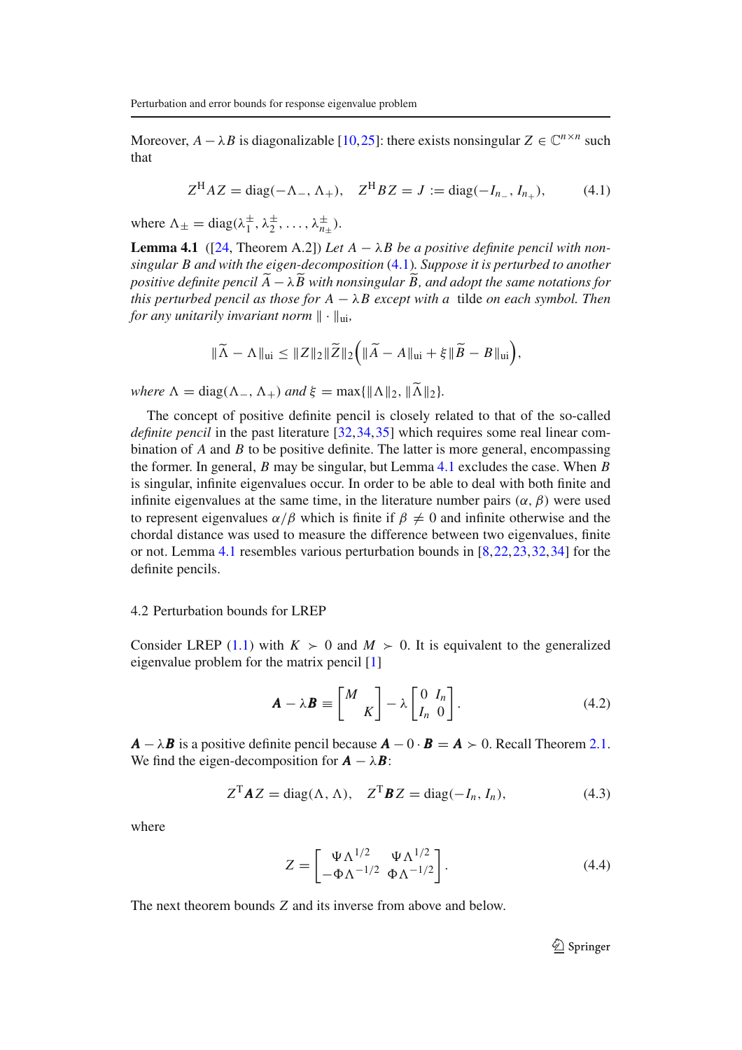Moreover, $A - \lambda B$ is diagonalizable [10,25]: there exists nonsingular $Z \in \mathbb{C}^{n\times n}$ such that

$$Z^{\mathrm{H}} A Z = \operatorname{diag}(-\Lambda_-, \Lambda_+), \quad Z^{\mathrm{H}} B Z = J := \operatorname{diag}(-I_{n_-}, I_{n_+}), \tag{4.1}$$

where $\Lambda_\pm = \operatorname{diag}(\lambda_1^\pm, \lambda_2^\pm, \ldots, \lambda_{n_\pm}^\pm)$.

**Lemma 4.1** ([24, Theorem A.2]) *Let $A - \lambda B$ be a positive definite pencil with nonsingular $B$ and with the eigen-decomposition (4.1). Suppose it is perturbed to another positive definite pencil $\widetilde{A} - \lambda \widetilde{B}$ with nonsingular $\widetilde{B}$, and adopt the same notations for this perturbed pencil as those for $A - \lambda B$ except with a tilde on each symbol. Then for any unitarily invariant norm $\|\cdot\|_{\mathrm{ui}}$,*

$$\|\widetilde{\Lambda} - \Lambda\|_{\mathrm{ui}} \le \|Z\|_2 \|\widetilde{Z}\|_2 \Big( \|\widetilde{A} - A\|_{\mathrm{ui}} + \xi \|\widetilde{B} - B\|_{\mathrm{ui}} \Big),$$

*where $\Lambda = \operatorname{diag}(\Lambda_-, \Lambda_+)$ and $\xi = \max\{\|\Lambda\|_2, \|\widetilde{\Lambda}\|_2\}$.*

The concept of positive definite pencil is closely related to that of the so-called *definite pencil* in the past literature [32,34,35] which requires some real linear combination of $A$ and $B$ to be positive definite. The latter is more general, encompassing the former. In general, $B$ may be singular, but Lemma 4.1 excludes the case. When $B$ is singular, infinite eigenvalues occur. In order to be able to deal with both finite and infinite eigenvalues at the same time, in the literature number pairs $(\alpha, \beta)$ were used to represent eigenvalues $\alpha/\beta$ which is finite if $\beta \ne 0$ and infinite otherwise and the chordal distance was used to measure the difference between two eigenvalues, finite or not. Lemma 4.1 resembles various perturbation bounds in [8,22,23,32,34] for the definite pencils.

## 4.2 Perturbation bounds for LREP

Consider LREP (1.1) with $K \succ 0$ and $M \succ 0$. It is equivalent to the generalized eigenvalue problem for the matrix pencil [1]

$$\boldsymbol{A} - \lambda \boldsymbol{B} \equiv \begin{bmatrix} M & \\ & K \end{bmatrix} - \lambda \begin{bmatrix} 0 & I_n \\ I_n & 0 \end{bmatrix}. \tag{4.2}$$

$\boldsymbol{A} - \lambda \boldsymbol{B}$ is a positive definite pencil because $\boldsymbol{A} - 0 \cdot \boldsymbol{B} = \boldsymbol{A} \succ 0$. Recall Theorem 2.1. We find the eigen-decomposition for $\boldsymbol{A} - \lambda \boldsymbol{B}$:

$$Z^{\mathrm{T}} \boldsymbol{A} Z = \operatorname{diag}(\Lambda, \Lambda), \quad Z^{\mathrm{T}} \boldsymbol{B} Z = \operatorname{diag}(-I_n, I_n), \tag{4.3}$$

where

$$Z = \begin{bmatrix} \Psi \Lambda^{1/2} & \Psi \Lambda^{1/2} \\ -\Phi \Lambda^{-1/2} & \Phi \Lambda^{-1/2} \end{bmatrix}. \tag{4.4}$$

The next theorem bounds $Z$ and its inverse from above and below.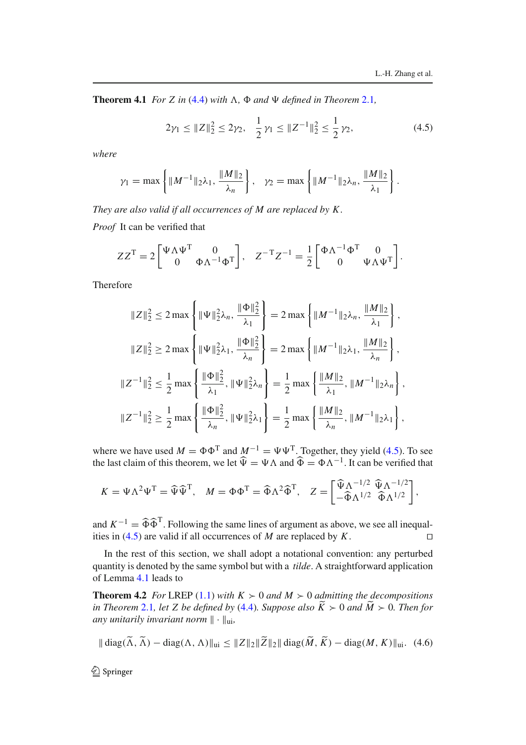**Theorem 4.1** *For $Z$ in* (4.4) *with $\Lambda$, $\Phi$ and $\Psi$ defined in Theorem* 2.1*,*

$$2\gamma_1 \le \|Z\|_2^2 \le 2\gamma_2, \quad \frac{1}{2}\gamma_1 \le \|Z^{-1}\|_2^2 \le \frac{1}{2}\gamma_2, \tag{4.5}$$

*where*

$$\gamma_1 = \max\left\{\|M^{-1}\|_2\lambda_1, \frac{\|M\|_2}{\lambda_n}\right\}, \quad \gamma_2 = \max\left\{\|M^{-1}\|_2\lambda_n, \frac{\|M\|_2}{\lambda_1}\right\}.$$

*They are also valid if all occurrences of $M$ are replaced by $K$.*

*Proof* It can be verified that

$$ZZ^{\mathrm{T}} = 2\begin{bmatrix}\Psi\Lambda\Psi^{\mathrm{T}} & 0\\ 0 & \Phi\Lambda^{-1}\Phi^{\mathrm{T}}\end{bmatrix}, \quad Z^{-\mathrm{T}}Z^{-1} = \frac{1}{2}\begin{bmatrix}\Phi\Lambda^{-1}\Phi^{\mathrm{T}} & 0\\ 0 & \Psi\Lambda\Psi^{\mathrm{T}}\end{bmatrix}.$$

Therefore

$$\|Z\|_2^2 \le 2\max\left\{\|\Psi\|_2^2\lambda_n, \frac{\|\Phi\|_2^2}{\lambda_1}\right\} = 2\max\left\{\|M^{-1}\|_2\lambda_n, \frac{\|M\|_2}{\lambda_1}\right\},$$

$$\|Z\|_2^2 \ge 2\max\left\{\|\Psi\|_2^2\lambda_1, \frac{\|\Phi\|_2^2}{\lambda_n}\right\} = 2\max\left\{\|M^{-1}\|_2\lambda_1, \frac{\|M\|_2}{\lambda_n}\right\},$$

$$\|Z^{-1}\|_2^2 \le \frac{1}{2}\max\left\{\frac{\|\Phi\|_2^2}{\lambda_1}, \|\Psi\|_2^2\lambda_n\right\} = \frac{1}{2}\max\left\{\frac{\|M\|_2}{\lambda_1}, \|M^{-1}\|_2\lambda_n\right\},$$

$$\|Z^{-1}\|_2^2 \ge \frac{1}{2}\max\left\{\frac{\|\Phi\|_2^2}{\lambda_n}, \|\Psi\|_2^2\lambda_1\right\} = \frac{1}{2}\max\left\{\frac{\|M\|_2}{\lambda_n}, \|M^{-1}\|_2\lambda_1\right\},$$

where we have used $M = \Phi\Phi^{\mathrm{T}}$ and $M^{-1} = \Psi\Psi^{\mathrm{T}}$. Together, they yield (4.5). To see the last claim of this theorem, we let $\widehat{\Psi} = \Psi\Lambda$ and $\widehat{\Phi} = \Phi\Lambda^{-1}$. It can be verified that

$$K = \Psi\Lambda^2\Psi^{\mathrm{T}} = \widehat{\Psi}\widehat{\Psi}^{\mathrm{T}}, \quad M = \Phi\Phi^{\mathrm{T}} = \widehat{\Phi}\Lambda^2\widehat{\Phi}^{\mathrm{T}}, \quad Z = \begin{bmatrix}\widehat{\Psi}\Lambda^{-1/2} & \widehat{\Psi}\Lambda^{-1/2}\\ -\widehat{\Phi}\Lambda^{1/2} & \widehat{\Phi}\Lambda^{1/2}\end{bmatrix},$$

and $K^{-1} = \widehat{\Phi}\widehat{\Phi}^{\mathrm{T}}$. Following the same lines of argument as above, we see all inequalities in (4.5) are valid if all occurrences of $M$ are replaced by $K$. □

In the rest of this section, we shall adopt a notational convention: any perturbed quantity is denoted by the same symbol but with a *tilde*. A straightforward application of Lemma 4.1 leads to

**Theorem 4.2** *For* LREP (1.1) *with $K \succ 0$ and $M \succ 0$ admitting the decompositions in Theorem* 2.1*, let $Z$ be defined by* (4.4)*. Suppose also $\widetilde{K} \succ 0$ and $\widetilde{M} \succ 0$. Then for any unitarily invariant norm $\|\cdot\|_{\mathrm{ui}}$,*

$$\|\operatorname{diag}(\widetilde{\Lambda}, \widetilde{\Lambda}) - \operatorname{diag}(\Lambda, \Lambda)\|_{\mathrm{ui}} \le \|Z\|_2\|\widetilde{Z}\|_2\|\operatorname{diag}(\widetilde{M}, \widetilde{K}) - \operatorname{diag}(M, K)\|_{\mathrm{ui}}. \tag{4.6}$$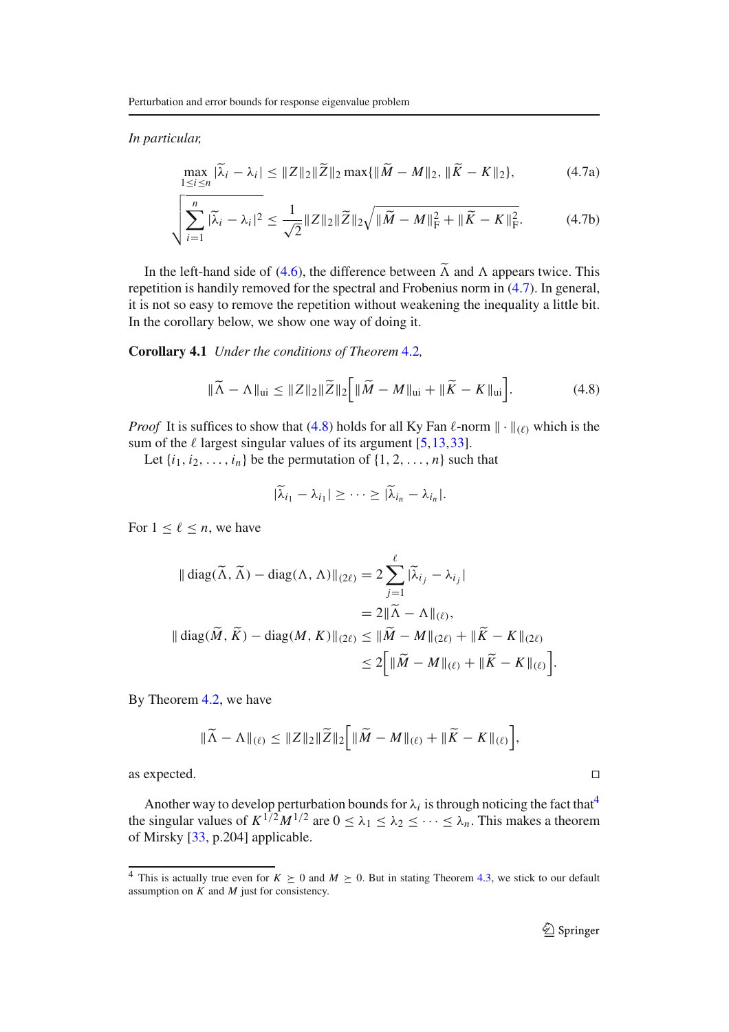*In particular,*

$$\max_{1\le i\le n} |\widetilde{\lambda}_i - \lambda_i| \le \|Z\|_2 \|\widetilde{Z}\|_2 \max\{\|\widetilde{M} - M\|_2, \|\widetilde{K} - K\|_2\}, \tag{4.7a}$$

$$\sqrt{\sum_{i=1}^{n} |\widetilde{\lambda}_i - \lambda_i|^2} \le \frac{1}{\sqrt{2}} \|Z\|_2 \|\widetilde{Z}\|_2 \sqrt{\|\widetilde{M} - M\|_{\rm F}^2 + \|\widetilde{K} - K\|_{\rm F}^2}. \tag{4.7b}$$

In the left-hand side of (4.6), the difference between $\widetilde{\Lambda}$ and $\Lambda$ appears twice. This repetition is handily removed for the spectral and Frobenius norm in (4.7). In general, it is not so easy to remove the repetition without weakening the inequality a little bit. In the corollary below, we show one way of doing it.

**Corollary 4.1** *Under the conditions of Theorem 4.2,*

$$\|\widetilde{\Lambda} - \Lambda\|_{\rm ui} \le \|Z\|_2 \|\widetilde{Z}\|_2 \Big[ \|\widetilde{M} - M\|_{\rm ui} + \|\widetilde{K} - K\|_{\rm ui} \Big]. \tag{4.8}$$

*Proof* It is suffices to show that (4.8) holds for all Ky Fan $\ell$-norm $\|\cdot\|_{(\ell)}$ which is the sum of the $\ell$ largest singular values of its argument [5,13,33].

Let $\{i_1, i_2, \ldots, i_n\}$ be the permutation of $\{1, 2, \ldots, n\}$ such that

$$|\widetilde{\lambda}_{i_1} - \lambda_{i_1}| \ge \cdots \ge |\widetilde{\lambda}_{i_n} - \lambda_{i_n}|.$$

For $1 \le \ell \le n$, we have

$$\begin{aligned}
\|\operatorname{diag}(\widetilde{\Lambda}, \widetilde{\Lambda}) - \operatorname{diag}(\Lambda, \Lambda)\|_{(2\ell)} &= 2\sum_{j=1}^{\ell} |\widetilde{\lambda}_{i_j} - \lambda_{i_j}| \\
&= 2\|\widetilde{\Lambda} - \Lambda\|_{(\ell)}, \\
\|\operatorname{diag}(\widetilde{M}, \widetilde{K}) - \operatorname{diag}(M, K)\|_{(2\ell)} &\le \|\widetilde{M} - M\|_{(2\ell)} + \|\widetilde{K} - K\|_{(2\ell)} \\
&\le 2\Big[ \|\widetilde{M} - M\|_{(\ell)} + \|\widetilde{K} - K\|_{(\ell)} \Big].
\end{aligned}$$

By Theorem 4.2, we have

$$\|\widetilde{\Lambda} - \Lambda\|_{(\ell)} \le \|Z\|_2 \|\widetilde{Z}\|_2 \Big[ \|\widetilde{M} - M\|_{(\ell)} + \|\widetilde{K} - K\|_{(\ell)} \Big],$$

as expected. $\square$

Another way to develop perturbation bounds for $\lambda_i$ is through noticing the fact that[4] the singular values of $K^{1/2}M^{1/2}$ are $0 \le \lambda_1 \le \lambda_2 \le \cdots \le \lambda_n$. This makes a theorem of Mirsky [33, p.204] applicable.

---

[4] This is actually true even for $K \succeq 0$ and $M \succeq 0$. But in stating Theorem 4.3, we stick to our default assumption on $K$ and $M$ just for consistency.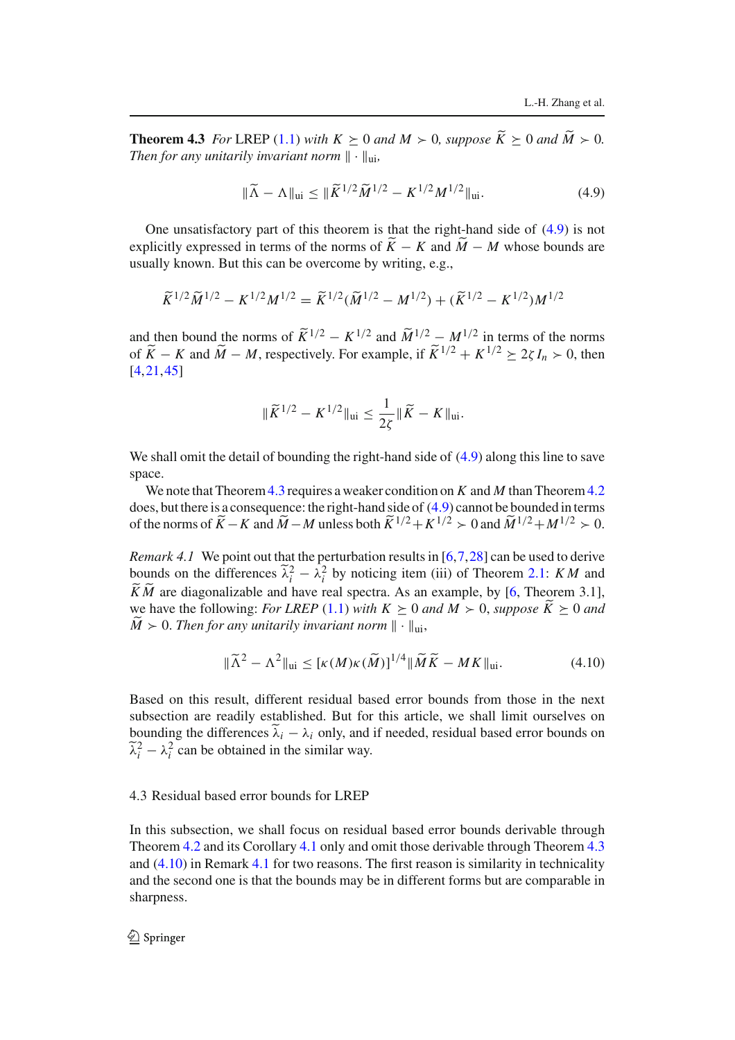**Theorem 4.3** *For* LREP (1.1) *with* $K \succeq 0$ *and* $M \succ 0$, *suppose* $\widetilde{K} \succeq 0$ *and* $\widetilde{M} \succ 0$. *Then for any unitarily invariant norm* $\|\cdot\|_{\rm ui}$,

$$\|\widetilde{\Lambda} - \Lambda\|_{\rm ui} \le \|\widetilde{K}^{1/2}\widetilde{M}^{1/2} - K^{1/2}M^{1/2}\|_{\rm ui}. \tag{4.9}$$

One unsatisfactory part of this theorem is that the right-hand side of (4.9) is not explicitly expressed in terms of the norms of $\widetilde{K} - K$ and $\widetilde{M} - M$ whose bounds are usually known. But this can be overcome by writing, e.g.,

$$\widetilde{K}^{1/2}\widetilde{M}^{1/2} - K^{1/2}M^{1/2} = \widetilde{K}^{1/2}(\widetilde{M}^{1/2} - M^{1/2}) + (\widetilde{K}^{1/2} - K^{1/2})M^{1/2}$$

and then bound the norms of $\widetilde{K}^{1/2} - K^{1/2}$ and $\widetilde{M}^{1/2} - M^{1/2}$ in terms of the norms of $\widetilde{K} - K$ and $\widetilde{M} - M$, respectively. For example, if $\widetilde{K}^{1/2} + K^{1/2} \succeq 2\zeta I_n \succ 0$, then [4,21,45]

$$\|\widetilde{K}^{1/2} - K^{1/2}\|_{\rm ui} \le \frac{1}{2\zeta}\|\widetilde{K} - K\|_{\rm ui}.$$

We shall omit the detail of bounding the right-hand side of (4.9) along this line to save space.

We note that Theorem 4.3 requires a weaker condition on $K$ and $M$ than Theorem 4.2 does, but there is a consequence: the right-hand side of (4.9) cannot be bounded in terms of the norms of $\widetilde{K} - K$ and $\widetilde{M} - M$ unless both $\widetilde{K}^{1/2} + K^{1/2} \succ 0$ and $\widetilde{M}^{1/2} + M^{1/2} \succ 0$.

*Remark 4.1* We point out that the perturbation results in [6,7,28] can be used to derive bounds on the differences $\widetilde{\lambda}_i^2 - \lambda_i^2$ by noticing item (iii) of Theorem 2.1: $KM$ and $\widetilde{K}\widetilde{M}$ are diagonalizable and have real spectra. As an example, by [6, Theorem 3.1], we have the following: *For LREP* (1.1) *with* $K \succeq 0$ *and* $M \succ 0$, *suppose* $\widetilde{K} \succeq 0$ *and* $\widetilde{M} \succ 0$. *Then for any unitarily invariant norm* $\|\cdot\|_{\rm ui}$,

$$\|\widetilde{\Lambda}^2 - \Lambda^2\|_{\rm ui} \le [\kappa(M)\kappa(\widetilde{M})]^{1/4}\|\widetilde{M}\widetilde{K} - MK\|_{\rm ui}. \tag{4.10}$$

Based on this result, different residual based error bounds from those in the next subsection are readily established. But for this article, we shall limit ourselves on bounding the differences $\widetilde{\lambda}_i - \lambda_i$ only, and if needed, residual based error bounds on $\widetilde{\lambda}_i^2 - \lambda_i^2$ can be obtained in the similar way.

### 4.3 Residual based error bounds for LREP

In this subsection, we shall focus on residual based error bounds derivable through Theorem 4.2 and its Corollary 4.1 only and omit those derivable through Theorem 4.3 and (4.10) in Remark 4.1 for two reasons. The first reason is similarity in technicality and the second one is that the bounds may be in different forms but are comparable in sharpness.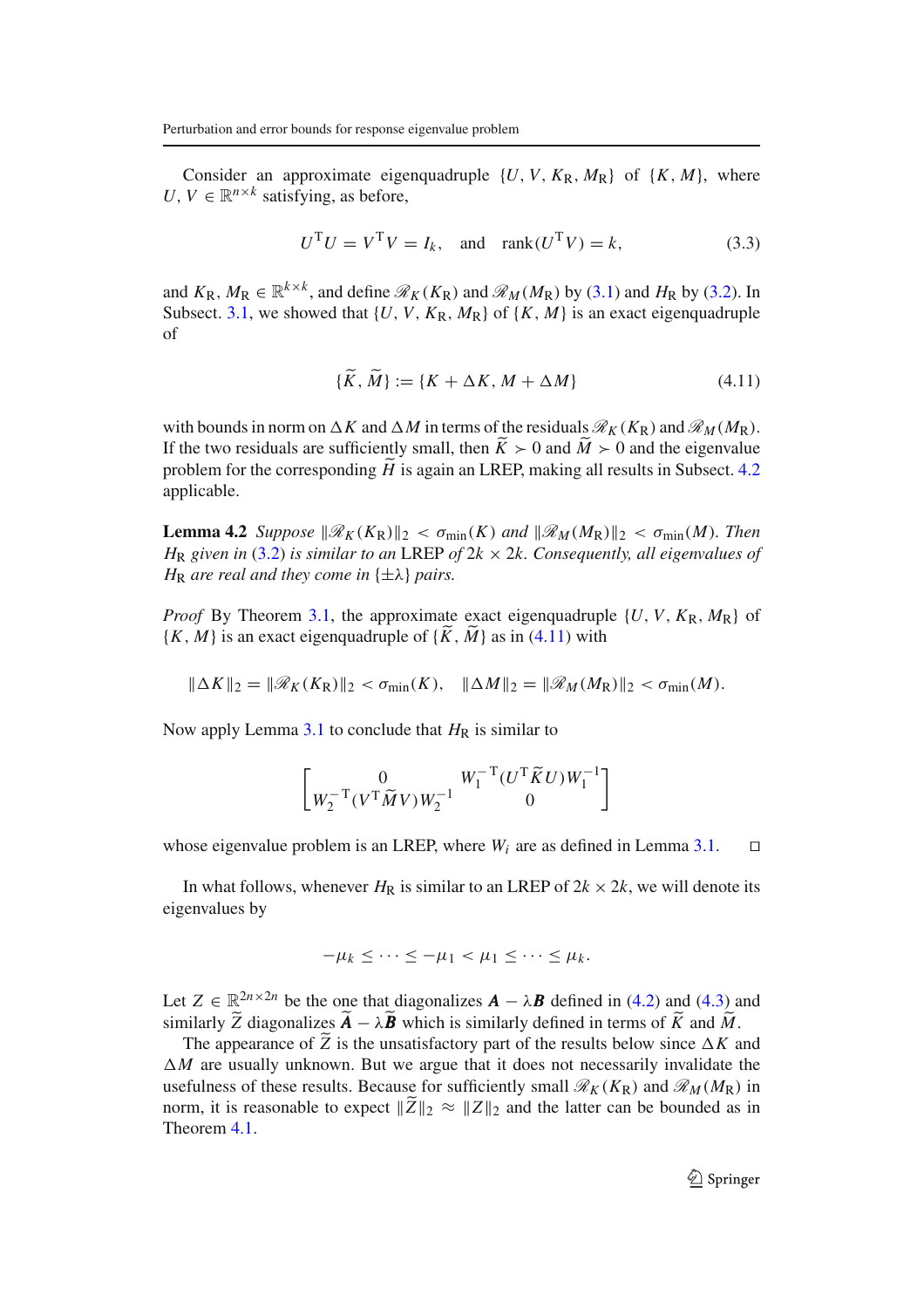Consider an approximate eigenquadruple $\{U, V, K_R, M_R\}$ of $\{K, M\}$, where $U, V \in \mathbb{R}^{n\times k}$ satisfying, as before,

$$U^T U = V^T V = I_k, \quad \text{and} \quad \text{rank}(U^T V) = k, \tag{3.3}$$

and $K_R, M_R \in \mathbb{R}^{k\times k}$, and define $\mathscr{R}_K(K_R)$ and $\mathscr{R}_M(M_R)$ by (3.1) and $H_R$ by (3.2). In Subsect. 3.1, we showed that $\{U, V, K_R, M_R\}$ of $\{K, M\}$ is an exact eigenquadruple of

$$\{\widetilde{K}, \widetilde{M}\} := \{K + \Delta K, M + \Delta M\} \tag{4.11}$$

with bounds in norm on $\Delta K$ and $\Delta M$ in terms of the residuals $\mathscr{R}_K(K_R)$ and $\mathscr{R}_M(M_R)$. If the two residuals are sufficiently small, then $\widetilde{K} \succ 0$ and $\widetilde{M} \succ 0$ and the eigenvalue problem for the corresponding $\widetilde{H}$ is again an LREP, making all results in Subsect. 4.2 applicable.

**Lemma 4.2** *Suppose $\|\mathscr{R}_K(K_R)\|_2 < \sigma_{\min}(K)$ and $\|\mathscr{R}_M(M_R)\|_2 < \sigma_{\min}(M)$. Then $H_R$ given in (3.2) is similar to an* LREP *of $2k \times 2k$. Consequently, all eigenvalues of $H_R$ are real and they come in $\{\pm\lambda\}$ pairs.*

*Proof* By Theorem 3.1, the approximate exact eigenquadruple $\{U, V, K_R, M_R\}$ of $\{K, M\}$ is an exact eigenquadruple of $\{\widetilde{K}, \widetilde{M}\}$ as in (4.11) with

$$\|\Delta K\|_2 = \|\mathscr{R}_K(K_R)\|_2 < \sigma_{\min}(K), \quad \|\Delta M\|_2 = \|\mathscr{R}_M(M_R)\|_2 < \sigma_{\min}(M).$$

Now apply Lemma 3.1 to conclude that $H_R$ is similar to

$$\begin{bmatrix} 0 & W_1^{-T}(U^T \widetilde{K} U)W_1^{-1} \\ W_2^{-T}(V^T \widetilde{M} V)W_2^{-1} & 0 \end{bmatrix}$$

whose eigenvalue problem is an LREP, where $W_i$ are as defined in Lemma 3.1. $\square$

In what follows, whenever $H_R$ is similar to an LREP of $2k \times 2k$, we will denote its eigenvalues by

$$-\mu_k \le \cdots \le -\mu_1 < \mu_1 \le \cdots \le \mu_k.$$

Let $Z \in \mathbb{R}^{2n\times 2n}$ be the one that diagonalizes $\boldsymbol{A} - \lambda \boldsymbol{B}$ defined in (4.2) and (4.3) and similarly $\widetilde{Z}$ diagonalizes $\widetilde{\boldsymbol{A}} - \lambda \boldsymbol{B}$ which is similarly defined in terms of $\widetilde{K}$ and $\widetilde{M}$.

The appearance of $\widetilde{Z}$ is the unsatisfactory part of the results below since $\Delta K$ and $\Delta M$ are usually unknown. But we argue that it does not necessarily invalidate the usefulness of these results. Because for sufficiently small $\mathscr{R}_K(K_R)$ and $\mathscr{R}_M(M_R)$ in norm, it is reasonable to expect $\|\widetilde{Z}\|_2 \approx \|Z\|_2$ and the latter can be bounded as in Theorem 4.1.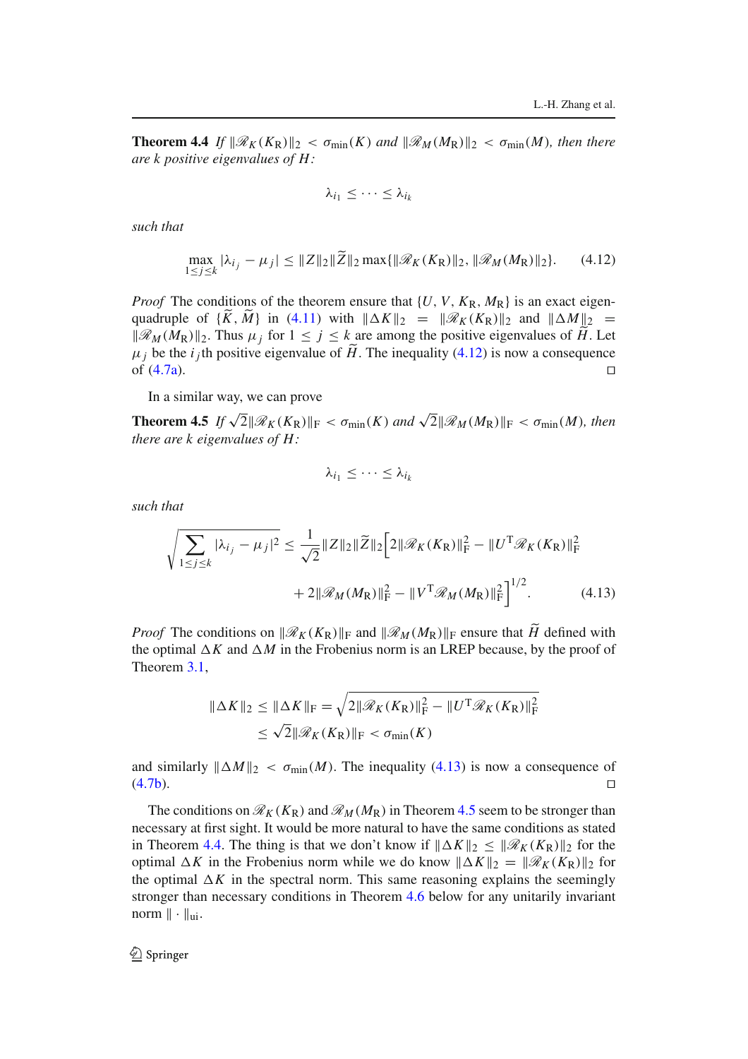**Theorem 4.4** *If* $\|\mathscr{R}_K(K_{\rm R})\|_2 < \sigma_{\min}(K)$ *and* $\|\mathscr{R}_M(M_{\rm R})\|_2 < \sigma_{\min}(M)$*, then there are* $k$ *positive eigenvalues of* $H$*:*

$$\lambda_{i_1} \le \cdots \le \lambda_{i_k}$$

*such that*

$$\max_{1\le j\le k} |\lambda_{i_j} - \mu_j| \le \|Z\|_2 \|\widetilde{Z}\|_2 \max\{\|\mathscr{R}_K(K_{\rm R})\|_2, \|\mathscr{R}_M(M_{\rm R})\|_2\}. \tag{4.12}$$

*Proof* The conditions of the theorem ensure that $\{U, V, K_{\rm R}, M_{\rm R}\}$ is an exact eigen-quadruple of $\{\widetilde{K}, \widetilde{M}\}$ in (4.11) with $\|\Delta K\|_2 = \|\mathscr{R}_K(K_{\rm R})\|_2$ and $\|\Delta M\|_2 = \|\mathscr{R}_M(M_{\rm R})\|_2$. Thus $\mu_j$ for $1 \le j \le k$ are among the positive eigenvalues of $\widetilde{H}$. Let $\mu_j$ be the $i_j$th positive eigenvalue of $\widetilde{H}$. The inequality (4.12) is now a consequence of (4.7a). □

In a similar way, we can prove

**Theorem 4.5** *If* $\sqrt{2}\|\mathscr{R}_K(K_{\rm R})\|_{\rm F} < \sigma_{\min}(K)$ *and* $\sqrt{2}\|\mathscr{R}_M(M_{\rm R})\|_{\rm F} < \sigma_{\min}(M)$*, then there are* $k$ *eigenvalues of* $H$*:*

$$\lambda_{i_1} \le \cdots \le \lambda_{i_k}$$

*such that*

$$\sqrt{\sum_{1\le j\le k} |\lambda_{i_j} - \mu_j|^2} \le \frac{1}{\sqrt{2}} \|Z\|_2 \|\widetilde{Z}\|_2 \Big[ 2\|\mathscr{R}_K(K_{\rm R})\|_{\rm F}^2 - \|U^{\rm T}\mathscr{R}_K(K_{\rm R})\|_{\rm F}^2 \\ + 2\|\mathscr{R}_M(M_{\rm R})\|_{\rm F}^2 - \|V^{\rm T}\mathscr{R}_M(M_{\rm R})\|_{\rm F}^2 \Big]^{1/2}. \tag{4.13}$$

*Proof* The conditions on $\|\mathscr{R}_K(K_{\rm R})\|_{\rm F}$ and $\|\mathscr{R}_M(M_{\rm R})\|_{\rm F}$ ensure that $\widetilde{H}$ defined with the optimal $\Delta K$ and $\Delta M$ in the Frobenius norm is an LREP because, by the proof of Theorem 3.1,

$$\|\Delta K\|_2 \le \|\Delta K\|_{\rm F} = \sqrt{2\|\mathscr{R}_K(K_{\rm R})\|_{\rm F}^2 - \|U^{\rm T}\mathscr{R}_K(K_{\rm R})\|_{\rm F}^2} \\ \le \sqrt{2}\|\mathscr{R}_K(K_{\rm R})\|_{\rm F} < \sigma_{\min}(K)$$

and similarly $\|\Delta M\|_2 < \sigma_{\min}(M)$. The inequality (4.13) is now a consequence of (4.7b). □

The conditions on $\mathscr{R}_K(K_{\rm R})$ and $\mathscr{R}_M(M_{\rm R})$ in Theorem 4.5 seem to be stronger than necessary at first sight. It would be more natural to have the same conditions as stated in Theorem 4.4. The thing is that we don't know if $\|\Delta K\|_2 \le \|\mathscr{R}_K(K_{\rm R})\|_2$ for the optimal $\Delta K$ in the Frobenius norm while we do know $\|\Delta K\|_2 = \|\mathscr{R}_K(K_{\rm R})\|_2$ for the optimal $\Delta K$ in the spectral norm. This same reasoning explains the seemingly stronger than necessary conditions in Theorem 4.6 below for any unitarily invariant norm $\|\cdot\|_{\rm ui}$.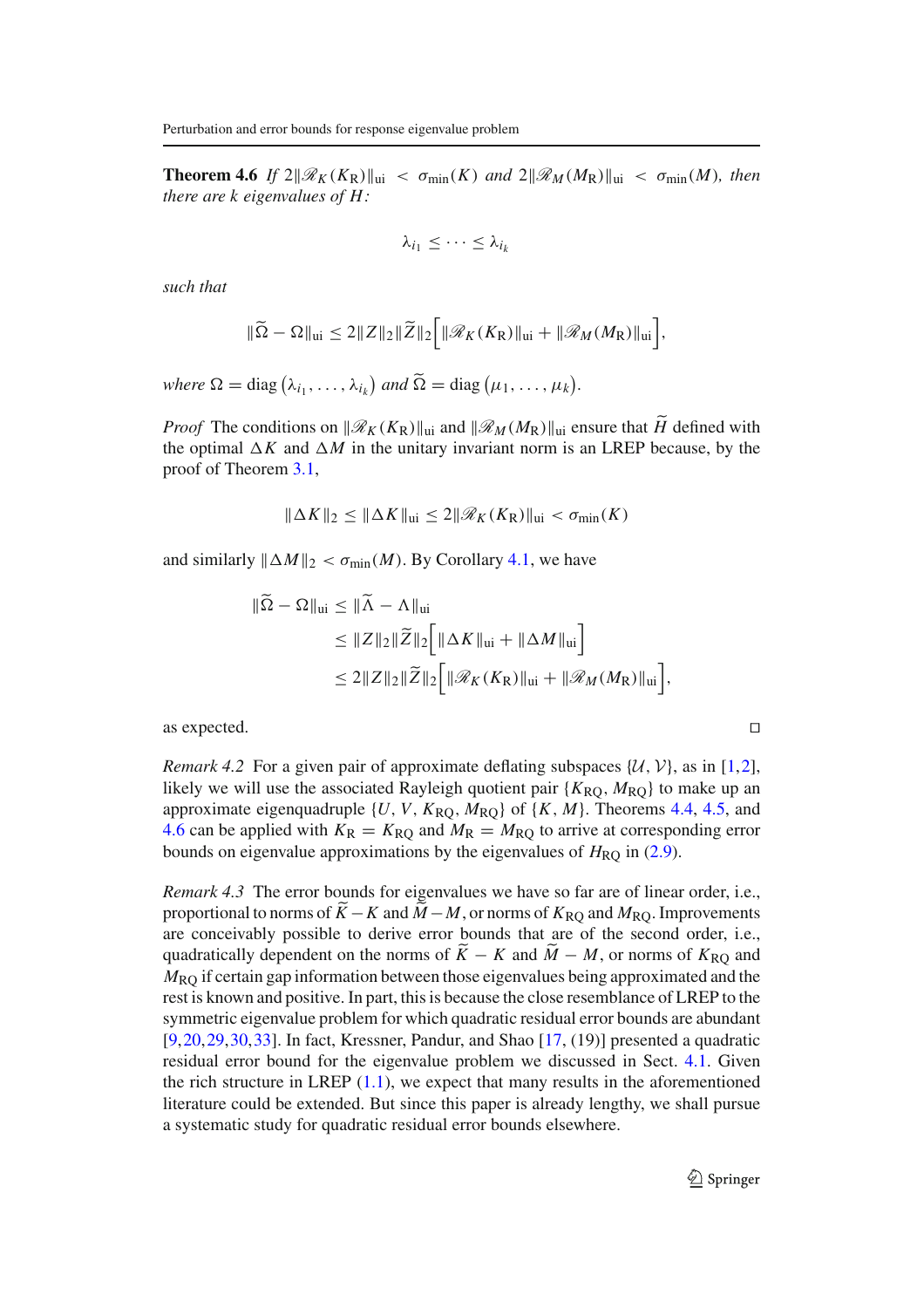**Theorem 4.6** *If $2\|\mathscr{R}_K(K_{\rm R})\|_{\rm ui} < \sigma_{\min}(K)$ and $2\|\mathscr{R}_M(M_{\rm R})\|_{\rm ui} < \sigma_{\min}(M)$, then there are $k$ eigenvalues of $H$:*

$$\lambda_{i_1} \le \cdots \le \lambda_{i_k}$$

*such that*

$$\|\widetilde{\Omega} - \Omega\|_{\rm ui} \le 2\|Z\|_2\|\widetilde{Z}\|_2\Big[\|\mathscr{R}_K(K_{\rm R})\|_{\rm ui} + \|\mathscr{R}_M(M_{\rm R})\|_{\rm ui}\Big],$$

*where $\Omega = \operatorname{diag}(\lambda_{i_1}, \ldots, \lambda_{i_k})$ and $\widetilde{\Omega} = \operatorname{diag}(\mu_1, \ldots, \mu_k)$.*

*Proof* The conditions on $\|\mathscr{R}_K(K_{\rm R})\|_{\rm ui}$ and $\|\mathscr{R}_M(M_{\rm R})\|_{\rm ui}$ ensure that $\widetilde{H}$ defined with the optimal $\Delta K$ and $\Delta M$ in the unitary invariant norm is an LREP because, by the proof of Theorem 3.1,

$$\|\Delta K\|_2 \le \|\Delta K\|_{\rm ui} \le 2\|\mathscr{R}_K(K_{\rm R})\|_{\rm ui} < \sigma_{\min}(K)$$

and similarly $\|\Delta M\|_2 < \sigma_{\min}(M)$. By Corollary 4.1, we have

$$\begin{aligned}
\|\widetilde{\Omega} - \Omega\|_{\rm ui} &\le \|\widetilde{\Lambda} - \Lambda\|_{\rm ui} \\
&\le \|Z\|_2\|\widetilde{Z}\|_2\Big[\|\Delta K\|_{\rm ui} + \|\Delta M\|_{\rm ui}\Big] \\
&\le 2\|Z\|_2\|\widetilde{Z}\|_2\Big[\|\mathscr{R}_K(K_{\rm R})\|_{\rm ui} + \|\mathscr{R}_M(M_{\rm R})\|_{\rm ui}\Big],
\end{aligned}$$

as expected. □

*Remark 4.2* For a given pair of approximate deflating subspaces $\{\mathcal{U}, \mathcal{V}\}$, as in [1,2], likely we will use the associated Rayleigh quotient pair $\{K_{\rm RQ}, M_{\rm RQ}\}$ to make up an approximate eigenquadruple $\{U, V, K_{\rm RQ}, M_{\rm RQ}\}$ of $\{K, M\}$. Theorems 4.4, 4.5, and 4.6 can be applied with $K_{\rm R} = K_{\rm RQ}$ and $M_{\rm R} = M_{\rm RQ}$ to arrive at corresponding error bounds on eigenvalue approximations by the eigenvalues of $H_{\rm RQ}$ in (2.9).

*Remark 4.3* The error bounds for eigenvalues we have so far are of linear order, i.e., proportional to norms of $\widetilde{K} - K$ and $\widetilde{M} - M$, or norms of $K_{\rm RQ}$ and $M_{\rm RQ}$. Improvements are conceivably possible to derive error bounds that are of the second order, i.e., quadratically dependent on the norms of $\widetilde{K} - K$ and $\widetilde{M} - M$, or norms of $K_{\rm RQ}$ and $M_{\rm RQ}$ if certain gap information between those eigenvalues being approximated and the rest is known and positive. In part, this is because the close resemblance of LREP to the symmetric eigenvalue problem for which quadratic residual error bounds are abundant [9,20,29,30,33]. In fact, Kressner, Pandur, and Shao [17, (19)] presented a quadratic residual error bound for the eigenvalue problem we discussed in Sect. 4.1. Given the rich structure in LREP (1.1), we expect that many results in the aforementioned literature could be extended. But since this paper is already lengthy, we shall pursue a systematic study for quadratic residual error bounds elsewhere.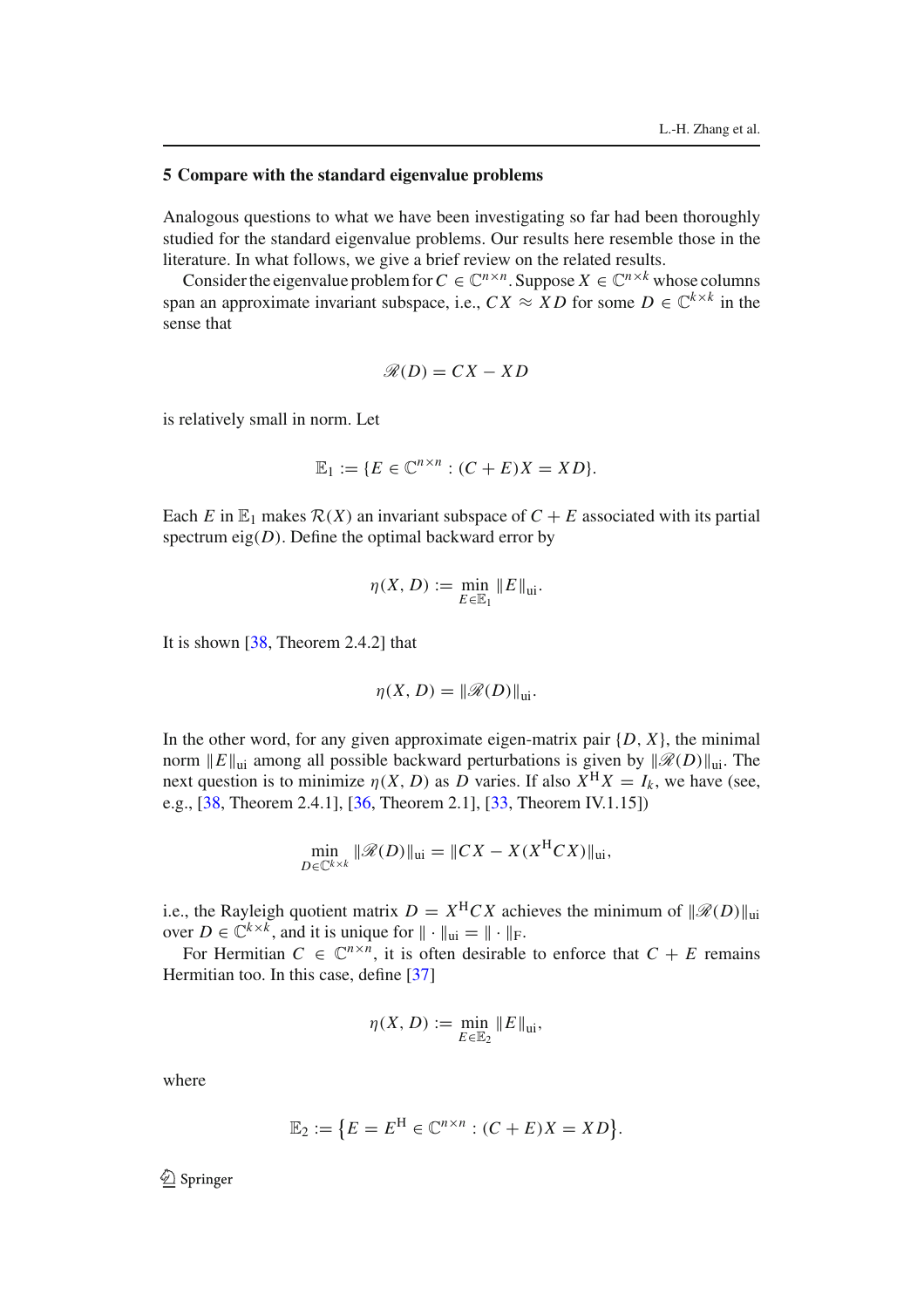## 5 Compare with the standard eigenvalue problems

Analogous questions to what we have been investigating so far had been thoroughly studied for the standard eigenvalue problems. Our results here resemble those in the literature. In what follows, we give a brief review on the related results.

Consider the eigenvalue problem for $C \in \mathbb{C}^{n\times n}$. Suppose $X \in \mathbb{C}^{n\times k}$ whose columns span an approximate invariant subspace, i.e., $CX \approx XD$ for some $D \in \mathbb{C}^{k\times k}$ in the sense that

$$\mathscr{R}(D) = CX - XD$$

is relatively small in norm. Let

$$\mathbb{E}_1 := \{E \in \mathbb{C}^{n\times n} : (C + E)X = XD\}.$$

Each $E$ in $\mathbb{E}_1$ makes $\mathcal{R}(X)$ an invariant subspace of $C + E$ associated with its partial spectrum $\mathrm{eig}(D)$. Define the optimal backward error by

$$\eta(X, D) := \min_{E\in\mathbb{E}_1} \|E\|_{\mathrm{ui}}.$$

It is shown [38, Theorem 2.4.2] that

$$\eta(X, D) = \|\mathscr{R}(D)\|_{\mathrm{ui}}.$$

In the other word, for any given approximate eigen-matrix pair $\{D, X\}$, the minimal norm $\|E\|_{\mathrm{ui}}$ among all possible backward perturbations is given by $\|\mathscr{R}(D)\|_{\mathrm{ui}}$. The next question is to minimize $\eta(X, D)$ as $D$ varies. If also $X^{\mathrm{H}}X = I_k$, we have (see, e.g., [38, Theorem 2.4.1], [36, Theorem 2.1], [33, Theorem IV.1.15])

$$\min_{D\in\mathbb{C}^{k\times k}} \|\mathscr{R}(D)\|_{\mathrm{ui}} = \|CX - X(X^{\mathrm{H}}CX)\|_{\mathrm{ui}},$$

i.e., the Rayleigh quotient matrix $D = X^{\mathrm{H}}CX$ achieves the minimum of $\|\mathscr{R}(D)\|_{\mathrm{ui}}$ over $D \in \mathbb{C}^{k\times k}$, and it is unique for $\|\cdot\|_{\mathrm{ui}} = \|\cdot\|_{\mathrm{F}}$.

For Hermitian $C \in \mathbb{C}^{n\times n}$, it is often desirable to enforce that $C + E$ remains Hermitian too. In this case, define [37]

$$\eta(X, D) := \min_{E\in\mathbb{E}_2} \|E\|_{\mathrm{ui}},$$

where

$$\mathbb{E}_2 := \left\{E = E^{\mathrm{H}} \in \mathbb{C}^{n\times n} : (C + E)X = XD\right\}.$$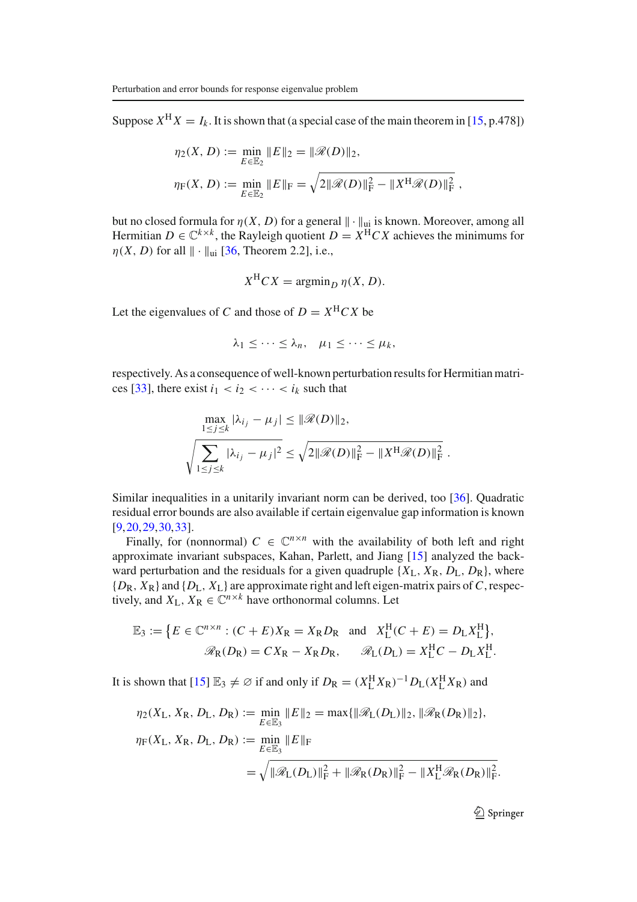Suppose $X^{\mathrm{H}}X = I_k$. It is shown that (a special case of the main theorem in [15, p.478])

$$\eta_2(X, D) := \min_{E\in\mathbb{E}_2} \|E\|_2 = \|\mathscr{R}(D)\|_2,$$

$$\eta_{\mathrm{F}}(X, D) := \min_{E\in\mathbb{E}_2} \|E\|_{\mathrm{F}} = \sqrt{2\|\mathscr{R}(D)\|_{\mathrm{F}}^2 - \|X^{\mathrm{H}}\mathscr{R}(D)\|_{\mathrm{F}}^2}\ ,$$

but no closed formula for $\eta(X, D)$ for a general $\|\cdot\|_{\mathrm{ui}}$ is known. Moreover, among all Hermitian $D \in \mathbb{C}^{k\times k}$, the Rayleigh quotient $D = X^{\mathrm{H}}CX$ achieves the minimums for $\eta(X, D)$ for all $\|\cdot\|_{\mathrm{ui}}$ [36, Theorem 2.2], i.e.,

$$X^{\mathrm{H}}CX = \operatorname{argmin}_D \eta(X, D).$$

Let the eigenvalues of $C$ and those of $D = X^{\mathrm{H}}CX$ be

$$\lambda_1 \le \cdots \le \lambda_n, \quad \mu_1 \le \cdots \le \mu_k,$$

respectively. As a consequence of well-known perturbation results for Hermitian matrices [33], there exist $i_1 < i_2 < \cdots < i_k$ such that

$$\max_{1\le j\le k} |\lambda_{i_j} - \mu_j| \le \|\mathscr{R}(D)\|_2,$$

$$\sqrt{\sum_{1\le j\le k} |\lambda_{i_j} - \mu_j|^2} \le \sqrt{2\|\mathscr{R}(D)\|_{\mathrm{F}}^2 - \|X^{\mathrm{H}}\mathscr{R}(D)\|_{\mathrm{F}}^2}\ .$$

Similar inequalities in a unitarily invariant norm can be derived, too [36]. Quadratic residual error bounds are also available if certain eigenvalue gap information is known [9,20,29,30,33].

Finally, for (nonnormal) $C \in \mathbb{C}^{n\times n}$ with the availability of both left and right approximate invariant subspaces, Kahan, Parlett, and Jiang [15] analyzed the backward perturbation and the residuals for a given quadruple $\{X_{\mathrm{L}}, X_{\mathrm{R}}, D_{\mathrm{L}}, D_{\mathrm{R}}\}$, where $\{D_{\mathrm{R}}, X_{\mathrm{R}}\}$ and $\{D_{\mathrm{L}}, X_{\mathrm{L}}\}$ are approximate right and left eigen-matrix pairs of $C$, respectively, and $X_{\mathrm{L}}, X_{\mathrm{R}} \in \mathbb{C}^{n\times k}$ have orthonormal columns. Let

$$\mathbb{E}_3 := \left\{E \in \mathbb{C}^{n\times n} : (C + E)X_{\mathrm{R}} = X_{\mathrm{R}}D_{\mathrm{R}} \ \text{ and } \ X_{\mathrm{L}}^{\mathrm{H}}(C + E) = D_{\mathrm{L}}X_{\mathrm{L}}^{\mathrm{H}}\right\},$$

$$\mathscr{R}_{\mathrm{R}}(D_{\mathrm{R}}) = CX_{\mathrm{R}} - X_{\mathrm{R}}D_{\mathrm{R}}, \qquad \mathscr{R}_{\mathrm{L}}(D_{\mathrm{L}}) = X_{\mathrm{L}}^{\mathrm{H}}C - D_{\mathrm{L}}X_{\mathrm{L}}^{\mathrm{H}}.$$

It is shown that [15] $\mathbb{E}_3 \ne \varnothing$ if and only if $D_{\mathrm{R}} = (X_{\mathrm{L}}^{\mathrm{H}}X_{\mathrm{R}})^{-1}D_{\mathrm{L}}(X_{\mathrm{L}}^{\mathrm{H}}X_{\mathrm{R}})$ and

$$\eta_2(X_{\mathrm{L}}, X_{\mathrm{R}}, D_{\mathrm{L}}, D_{\mathrm{R}}) := \min_{E\in\mathbb{E}_3} \|E\|_2 = \max\{\|\mathscr{R}_{\mathrm{L}}(D_{\mathrm{L}})\|_2, \|\mathscr{R}_{\mathrm{R}}(D_{\mathrm{R}})\|_2\},$$

$$\eta_{\mathrm{F}}(X_{\mathrm{L}}, X_{\mathrm{R}}, D_{\mathrm{L}}, D_{\mathrm{R}}) := \min_{E\in\mathbb{E}_3} \|E\|_{\mathrm{F}} = \sqrt{\|\mathscr{R}_{\mathrm{L}}(D_{\mathrm{L}})\|_{\mathrm{F}}^2 + \|\mathscr{R}_{\mathrm{R}}(D_{\mathrm{R}})\|_{\mathrm{F}}^2 - \|X_{\mathrm{L}}^{\mathrm{H}}\mathscr{R}_{\mathrm{R}}(D_{\mathrm{R}})\|_{\mathrm{F}}^2}.$$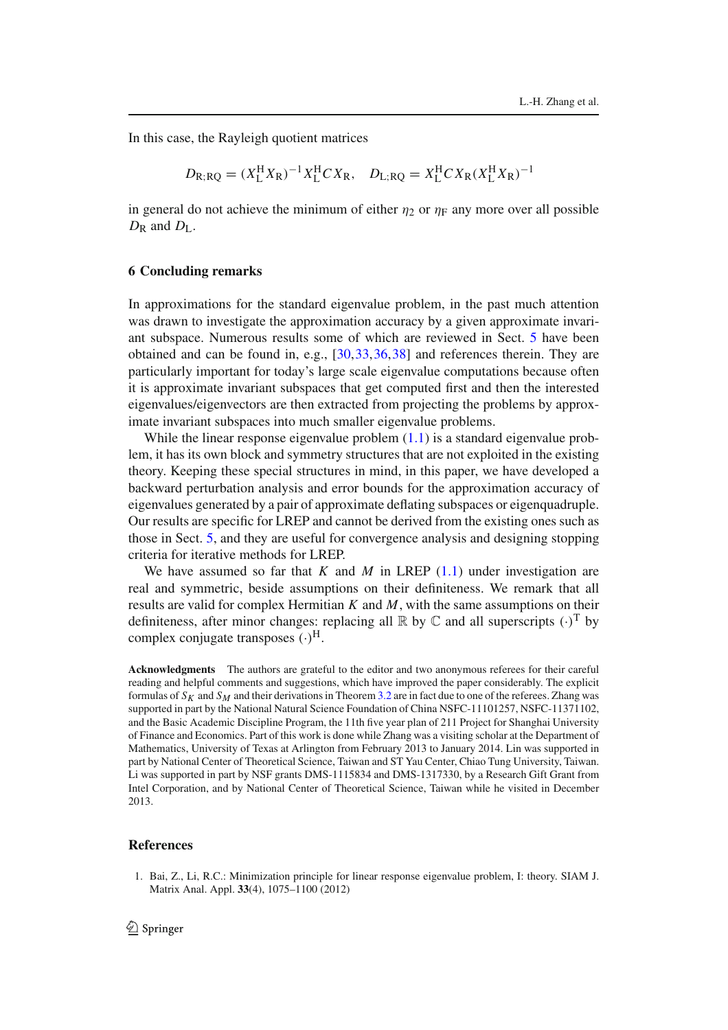In this case, the Rayleigh quotient matrices

$$D_{\mathrm{R;RQ}} = (X_{\mathrm{L}}^{\mathrm{H}} X_{\mathrm{R}})^{-1} X_{\mathrm{L}}^{\mathrm{H}} C X_{\mathrm{R}}, \quad D_{\mathrm{L;RQ}} = X_{\mathrm{L}}^{\mathrm{H}} C X_{\mathrm{R}} (X_{\mathrm{L}}^{\mathrm{H}} X_{\mathrm{R}})^{-1}$$

in general do not achieve the minimum of either $\eta_2$ or $\eta_{\mathrm{F}}$ any more over all possible $D_{\mathrm{R}}$ and $D_{\mathrm{L}}$.

## 6 Concluding remarks

In approximations for the standard eigenvalue problem, in the past much attention was drawn to investigate the approximation accuracy by a given approximate invariant subspace. Numerous results some of which are reviewed in Sect. 5 have been obtained and can be found in, e.g., [30,33,36,38] and references therein. They are particularly important for today's large scale eigenvalue computations because often it is approximate invariant subspaces that get computed first and then the interested eigenvalues/eigenvectors are then extracted from projecting the problems by approximate invariant subspaces into much smaller eigenvalue problems.

While the linear response eigenvalue problem (1.1) is a standard eigenvalue problem, it has its own block and symmetry structures that are not exploited in the existing theory. Keeping these special structures in mind, in this paper, we have developed a backward perturbation analysis and error bounds for the approximation accuracy of eigenvalues generated by a pair of approximate deflating subspaces or eigenquadruple. Our results are specific for LREP and cannot be derived from the existing ones such as those in Sect. 5, and they are useful for convergence analysis and designing stopping criteria for iterative methods for LREP.

We have assumed so far that $K$ and $M$ in LREP (1.1) under investigation are real and symmetric, beside assumptions on their definiteness. We remark that all results are valid for complex Hermitian $K$ and $M$, with the same assumptions on their definiteness, after minor changes: replacing all $\mathbb{R}$ by $\mathbb{C}$ and all superscripts $(\cdot)^{\mathrm{T}}$ by complex conjugate transposes $(\cdot)^{\mathrm{H}}$.

**Acknowledgments** The authors are grateful to the editor and two anonymous referees for their careful reading and helpful comments and suggestions, which have improved the paper considerably. The explicit formulas of $S_K$ and $S_M$ and their derivations in Theorem 3.2 are in fact due to one of the referees. Zhang was supported in part by the National Natural Science Foundation of China NSFC-11101257, NSFC-11371102, and the Basic Academic Discipline Program, the 11th five year plan of 211 Project for Shanghai University of Finance and Economics. Part of this work is done while Zhang was a visiting scholar at the Department of Mathematics, University of Texas at Arlington from February 2013 to January 2014. Lin was supported in part by National Center of Theoretical Science, Taiwan and ST Yau Center, Chiao Tung University, Taiwan. Li was supported in part by NSF grants DMS-1115834 and DMS-1317330, by a Research Gift Grant from Intel Corporation, and by National Center of Theoretical Science, Taiwan while he visited in December 2013.

## References

1. Bai, Z., Li, R.C.: Minimization principle for linear response eigenvalue problem, I: theory. SIAM J. Matrix Anal. Appl. **33**(4), 1075–1100 (2012)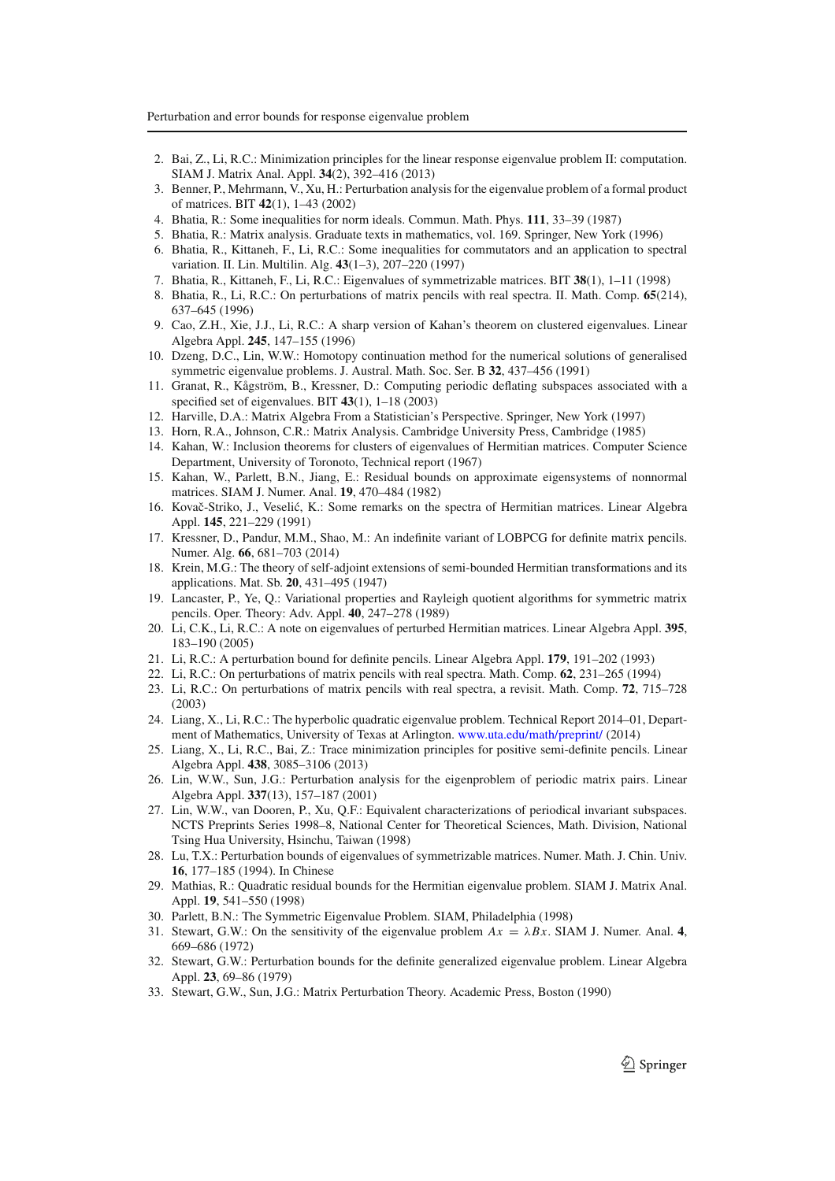2. Bai, Z., Li, R.C.: Minimization principles for the linear response eigenvalue problem II: computation. SIAM J. Matrix Anal. Appl. **34**(2), 392–416 (2013)
3. Benner, P., Mehrmann, V., Xu, H.: Perturbation analysis for the eigenvalue problem of a formal product of matrices. BIT **42**(1), 1–43 (2002)
4. Bhatia, R.: Some inequalities for norm ideals. Commun. Math. Phys. **111**, 33–39 (1987)
5. Bhatia, R.: Matrix analysis. Graduate texts in mathematics, vol. 169. Springer, New York (1996)
6. Bhatia, R., Kittaneh, F., Li, R.C.: Some inequalities for commutators and an application to spectral variation. II. Lin. Multilin. Alg. **43**(1–3), 207–220 (1997)
7. Bhatia, R., Kittaneh, F., Li, R.C.: Eigenvalues of symmetrizable matrices. BIT **38**(1), 1–11 (1998)
8. Bhatia, R., Li, R.C.: On perturbations of matrix pencils with real spectra. II. Math. Comp. **65**(214), 637–645 (1996)
9. Cao, Z.H., Xie, J.J., Li, R.C.: A sharp version of Kahan's theorem on clustered eigenvalues. Linear Algebra Appl. **245**, 147–155 (1996)
10. Dzeng, D.C., Lin, W.W.: Homotopy continuation method for the numerical solutions of generalised symmetric eigenvalue problems. J. Austral. Math. Soc. Ser. B **32**, 437–456 (1991)
11. Granat, R., Kågström, B., Kressner, D.: Computing periodic deflating subspaces associated with a specified set of eigenvalues. BIT **43**(1), 1–18 (2003)
12. Harville, D.A.: Matrix Algebra From a Statistician's Perspective. Springer, New York (1997)
13. Horn, R.A., Johnson, C.R.: Matrix Analysis. Cambridge University Press, Cambridge (1985)
14. Kahan, W.: Inclusion theorems for clusters of eigenvalues of Hermitian matrices. Computer Science Department, University of Toronoto, Technical report (1967)
15. Kahan, W., Parlett, B.N., Jiang, E.: Residual bounds on approximate eigensystems of nonnormal matrices. SIAM J. Numer. Anal. **19**, 470–484 (1982)
16. Kovač-Striko, J., Veselić, K.: Some remarks on the spectra of Hermitian matrices. Linear Algebra Appl. **145**, 221–229 (1991)
17. Kressner, D., Pandur, M.M., Shao, M.: An indefinite variant of LOBPCG for definite matrix pencils. Numer. Alg. **66**, 681–703 (2014)
18. Krein, M.G.: The theory of self-adjoint extensions of semi-bounded Hermitian transformations and its applications. Mat. Sb. **20**, 431–495 (1947)
19. Lancaster, P., Ye, Q.: Variational properties and Rayleigh quotient algorithms for symmetric matrix pencils. Oper. Theory: Adv. Appl. **40**, 247–278 (1989)
20. Li, C.K., Li, R.C.: A note on eigenvalues of perturbed Hermitian matrices. Linear Algebra Appl. **395**, 183–190 (2005)
21. Li, R.C.: A perturbation bound for definite pencils. Linear Algebra Appl. **179**, 191–202 (1993)
22. Li, R.C.: On perturbations of matrix pencils with real spectra. Math. Comp. **62**, 231–265 (1994)
23. Li, R.C.: On perturbations of matrix pencils with real spectra, a revisit. Math. Comp. **72**, 715–728 (2003)
24. Liang, X., Li, R.C.: The hyperbolic quadratic eigenvalue problem. Technical Report 2014–01, Department of Mathematics, University of Texas at Arlington. www.uta.edu/math/preprint/ (2014)
25. Liang, X., Li, R.C., Bai, Z.: Trace minimization principles for positive semi-definite pencils. Linear Algebra Appl. **438**, 3085–3106 (2013)
26. Lin, W.W., Sun, J.G.: Perturbation analysis for the eigenproblem of periodic matrix pairs. Linear Algebra Appl. **337**(13), 157–187 (2001)
27. Lin, W.W., van Dooren, P., Xu, Q.F.: Equivalent characterizations of periodical invariant subspaces. NCTS Preprints Series 1998–8, National Center for Theoretical Sciences, Math. Division, National Tsing Hua University, Hsinchu, Taiwan (1998)
28. Lu, T.X.: Perturbation bounds of eigenvalues of symmetrizable matrices. Numer. Math. J. Chin. Univ. **16**, 177–185 (1994). In Chinese
29. Mathias, R.: Quadratic residual bounds for the Hermitian eigenvalue problem. SIAM J. Matrix Anal. Appl. **19**, 541–550 (1998)
30. Parlett, B.N.: The Symmetric Eigenvalue Problem. SIAM, Philadelphia (1998)
31. Stewart, G.W.: On the sensitivity of the eigenvalue problem $Ax = \lambda Bx$. SIAM J. Numer. Anal. **4**, 669–686 (1972)
32. Stewart, G.W.: Perturbation bounds for the definite generalized eigenvalue problem. Linear Algebra Appl. **23**, 69–86 (1979)
33. Stewart, G.W., Sun, J.G.: Matrix Perturbation Theory. Academic Press, Boston (1990)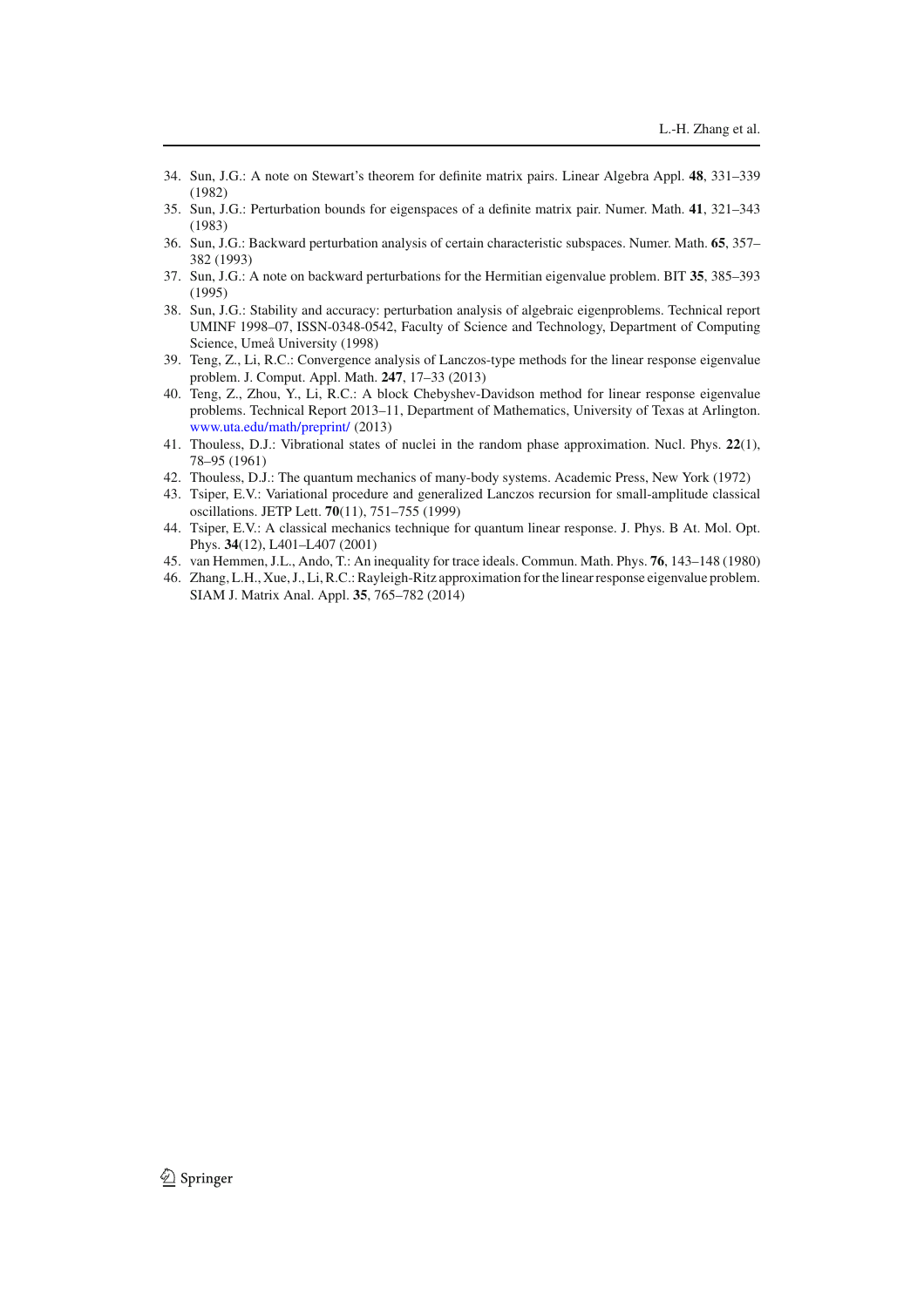34. Sun, J.G.: A note on Stewart's theorem for definite matrix pairs. Linear Algebra Appl. **48**, 331–339 (1982)
35. Sun, J.G.: Perturbation bounds for eigenspaces of a definite matrix pair. Numer. Math. **41**, 321–343 (1983)
36. Sun, J.G.: Backward perturbation analysis of certain characteristic subspaces. Numer. Math. **65**, 357–382 (1993)
37. Sun, J.G.: A note on backward perturbations for the Hermitian eigenvalue problem. BIT **35**, 385–393 (1995)
38. Sun, J.G.: Stability and accuracy: perturbation analysis of algebraic eigenproblems. Technical report UMINF 1998–07, ISSN-0348-0542, Faculty of Science and Technology, Department of Computing Science, Umeå University (1998)
39. Teng, Z., Li, R.C.: Convergence analysis of Lanczos-type methods for the linear response eigenvalue problem. J. Comput. Appl. Math. **247**, 17–33 (2013)
40. Teng, Z., Zhou, Y., Li, R.C.: A block Chebyshev-Davidson method for linear response eigenvalue problems. Technical Report 2013–11, Department of Mathematics, University of Texas at Arlington. www.uta.edu/math/preprint/ (2013)
41. Thouless, D.J.: Vibrational states of nuclei in the random phase approximation. Nucl. Phys. **22**(1), 78–95 (1961)
42. Thouless, D.J.: The quantum mechanics of many-body systems. Academic Press, New York (1972)
43. Tsiper, E.V.: Variational procedure and generalized Lanczos recursion for small-amplitude classical oscillations. JETP Lett. **70**(11), 751–755 (1999)
44. Tsiper, E.V.: A classical mechanics technique for quantum linear response. J. Phys. B At. Mol. Opt. Phys. **34**(12), L401–L407 (2001)
45. van Hemmen, J.L., Ando, T.: An inequality for trace ideals. Commun. Math. Phys. **76**, 143–148 (1980)
46. Zhang, L.H., Xue, J., Li, R.C.: Rayleigh-Ritz approximation for the linear response eigenvalue problem. SIAM J. Matrix Anal. Appl. **35**, 765–782 (2014)